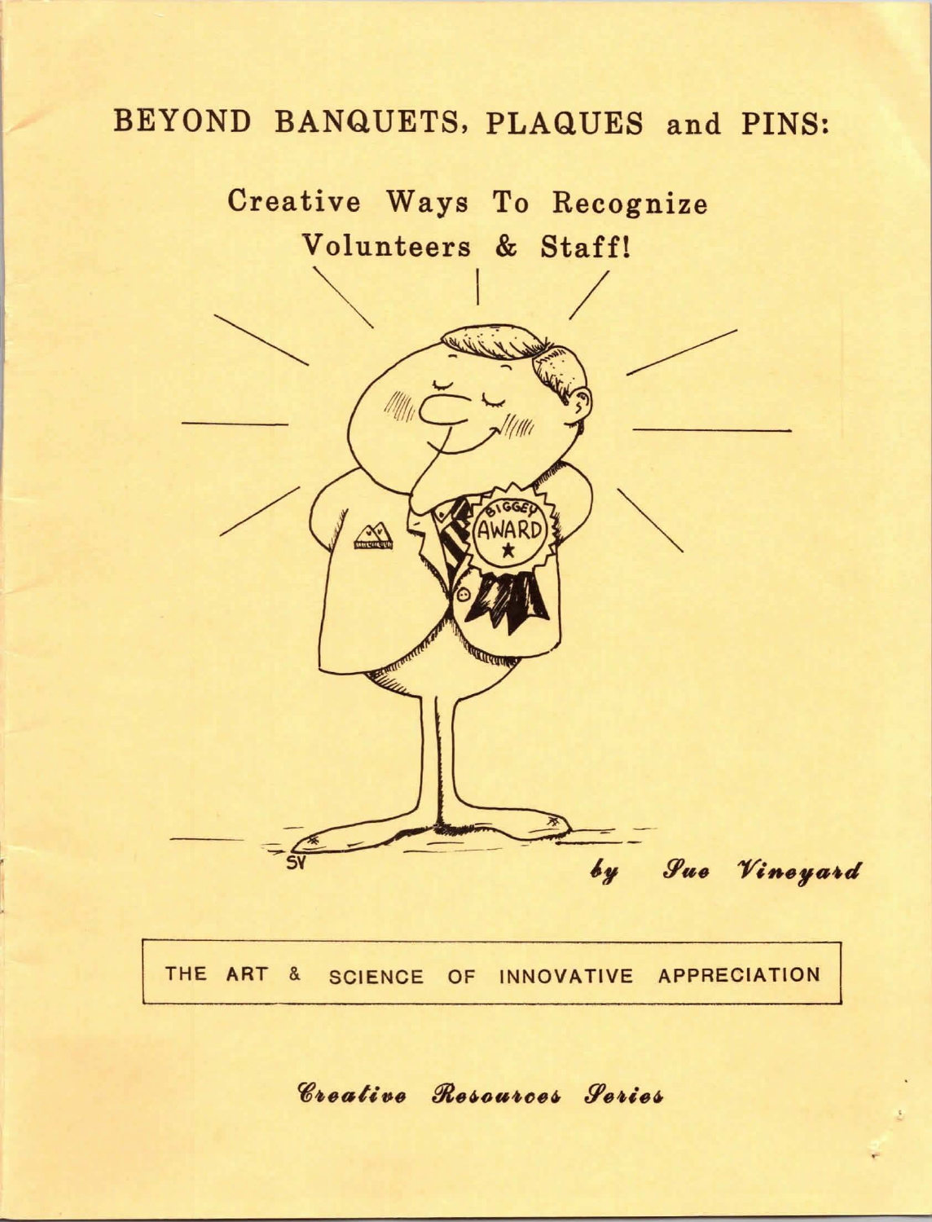# BEYOND BANQUETS, PLAQUES and PINS:

## Creative Ways To Recognize Volunteers & Staff!

*by Sue Vineyard*

THE ART & SCIENCE OF INNOVATIVE APPRECIATION

*Creative Resources Series*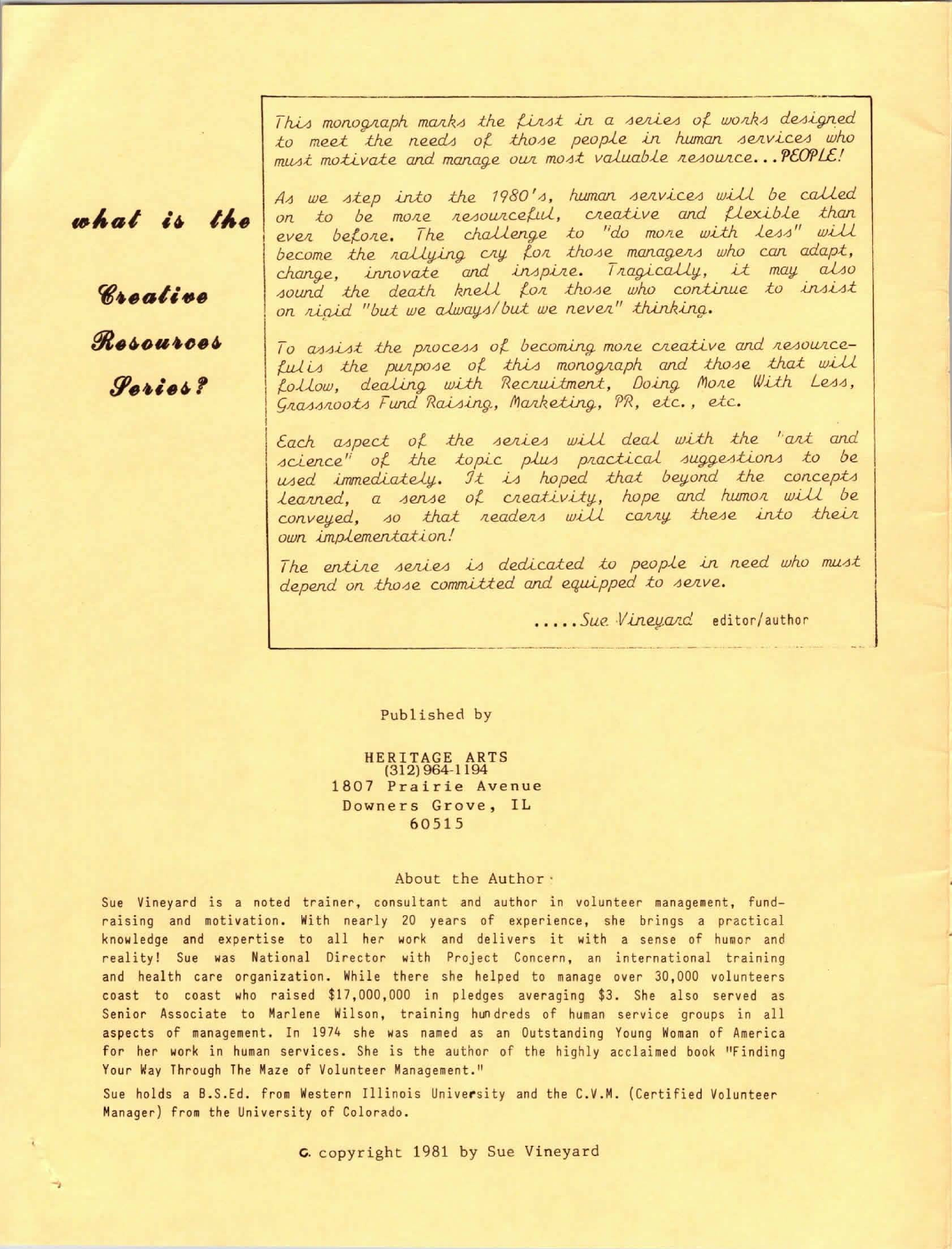## what is the Creative Resources Series?

*This monograph marks the first in a series of works designed to meet the needs of those people in human services who must motivate and manage our most valuable resource...PEOPLE!*

*As we step into the 1980's, human services will be called on to be more resourceful, creative and flexible than ever before. The challenge to "do more with less" will become the rallying cry for those managers who can adapt, change, innovate and inspire. Tragically, it may also sound the death knell for those who continue to insist on rigid "but we always/but we never" thinking.*

*To assist the process of becoming more creative and resourceful is the purpose of this monograph and those that will follow, dealing with Recruitment, Doing More With Less, Grassroots Fund Raising, Marketing, PR, etc., etc.*

*Each aspect of the series will deal with the "art and science" of the topic plus practical suggestions to be used immediately. It is hoped that beyond the concepts learned, a sense of creativity, hope and humor will be conveyed, so that readers will carry these into their own implementation!*

*The entire series is dedicated to people in need who must depend on those committed and equipped to serve.*

.....*Sue Vineyard* editor/author

Published by

HERITAGE ARTS
(312) 964-1194
1807 Prairie Avenue
Downers Grove, IL
60515

About the Author

Sue Vineyard is a noted trainer, consultant and author in volunteer management, fund-raising and motivation. With nearly 20 years of experience, she brings a practical knowledge and expertise to all her work and delivers it with a sense of humor and reality! Sue was National Director with Project Concern, an international training and health care organization. While there she helped to manage over 30,000 volunteers coast to coast who raised $17,000,000 in pledges averaging $3. She also served as Senior Associate to Marlene Wilson, training hundreds of human service groups in all aspects of management. In 1974 she was named as an Outstanding Young Woman of America for her work in human services. She is the author of the highly acclaimed book "Finding Your Way Through The Maze of Volunteer Management."

Sue holds a B.S.Ed. from Western Illinois University and the C.V.M. (Certified Volunteer Manager) from the University of Colorado.

© copyright 1981 by Sue Vineyard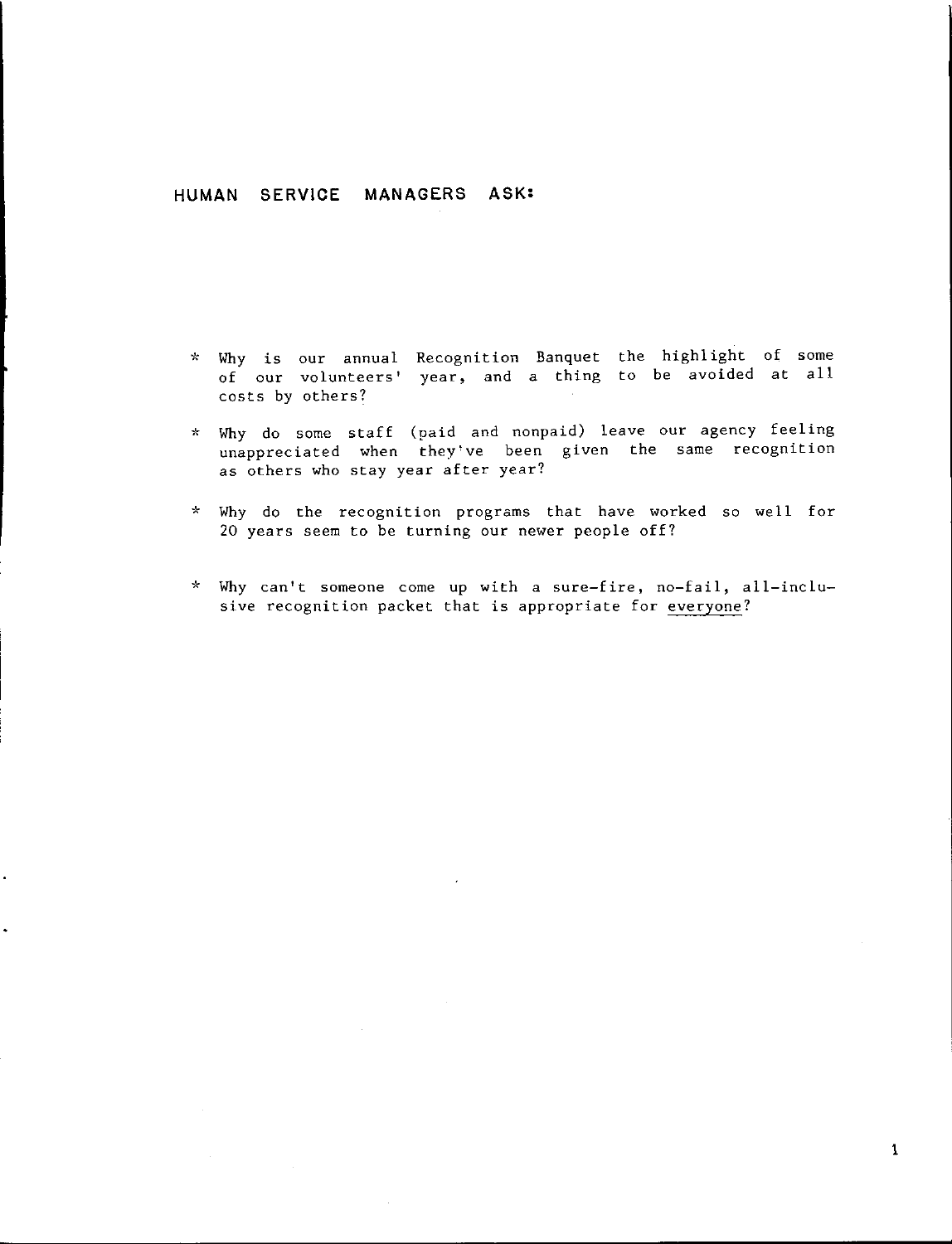## HUMAN SERVICE MANAGERS ASK:

* Why is our annual Recognition Banquet the highlight of some of our volunteers' year, and a thing to be avoided at all costs by others?

* Why do some staff (paid and nonpaid) leave our agency feeling unappreciated when they've been given the same recognition as others who stay year after year?

* Why do the recognition programs that have worked so well for 20 years seem to be turning our newer people off?

* Why can't someone come up with a sure-fire, no-fail, all-inclusive recognition packet that is appropriate for <u>everyone</u>?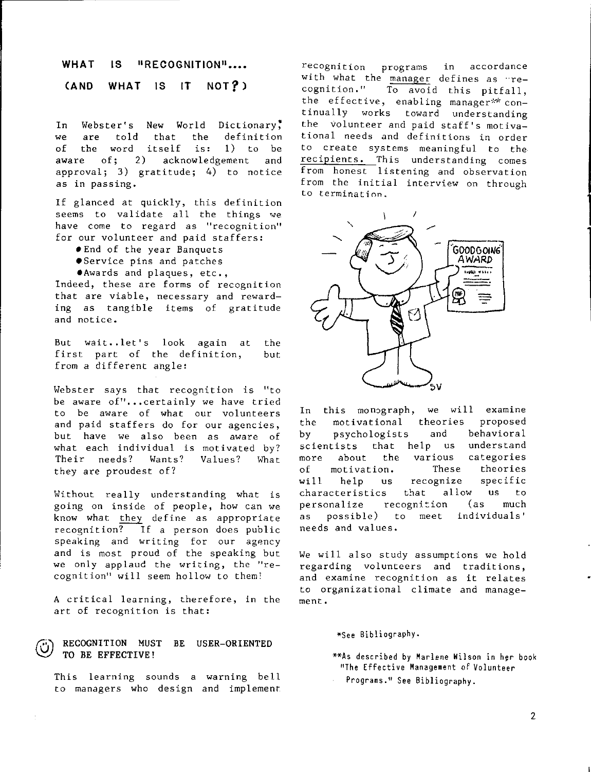## WHAT IS "RECOGNITION".... (AND WHAT IS IT NOT?)

In Webster's New World Dictionary,* we are told that the definition of the word itself is: 1) to be aware of; 2) acknowledgement and approval; 3) gratitude; 4) to notice as in passing.

If glanced at quickly, this definition seems to validate all the things we have come to regard as "recognition" for our volunteer and paid staffers:

- End of the year Banquets
- Service pins and patches
- Awards and plaques, etc.,

Indeed, these are forms of recognition that are viable, necessary and rewarding as tangible items of gratitude and notice.

But wait..let's look again at the first part of the definition, but from a different angle:

Webster says that recognition is "to be aware of"...certainly we have tried to be aware of what our volunteers and paid staffers do for our agencies, but have we also been as aware of what each individual is motivated by? Their needs? Wants? Values? What they are proudest of?

Without really understanding what is going on inside of people, how can we know what _they_ define as appropriate recognition? If a person does public speaking and writing for our agency and is most proud of the speaking but we only applaud the writing, the "recognition" will seem hollow to them!

A critical learning, therefore, in the art of recognition is that:

**RECOGNITION MUST BE USER-ORIENTED TO BE EFFECTIVE!**

This learning sounds a warning bell to managers who design and implement recognition programs in accordance with what the _manager_ defines as "recognition." To avoid this pitfall, the effective, enabling manager** continually works toward understanding the volunteer and paid staff's motivational needs and definitions in order to create systems meaningful to the _recipients._ This understanding comes from honest listening and observation from the initial interview on through to termination.

In this monograph, we will examine the motivational theories proposed by psychologists and behavioral scientists that help us understand more about the various categories of motivation. These theories will help us recognize specific characteristics that allow us to personalize recognition (as much as possible) to meet individuals' needs and values.

We will also study assumptions we hold regarding volunteers and traditions, and examine recognition as it relates to organizational climate and management.

*See Bibliography.

**As described by Marlene Wilson in her book "The Effective Management of Volunteer Programs." See Bibliography.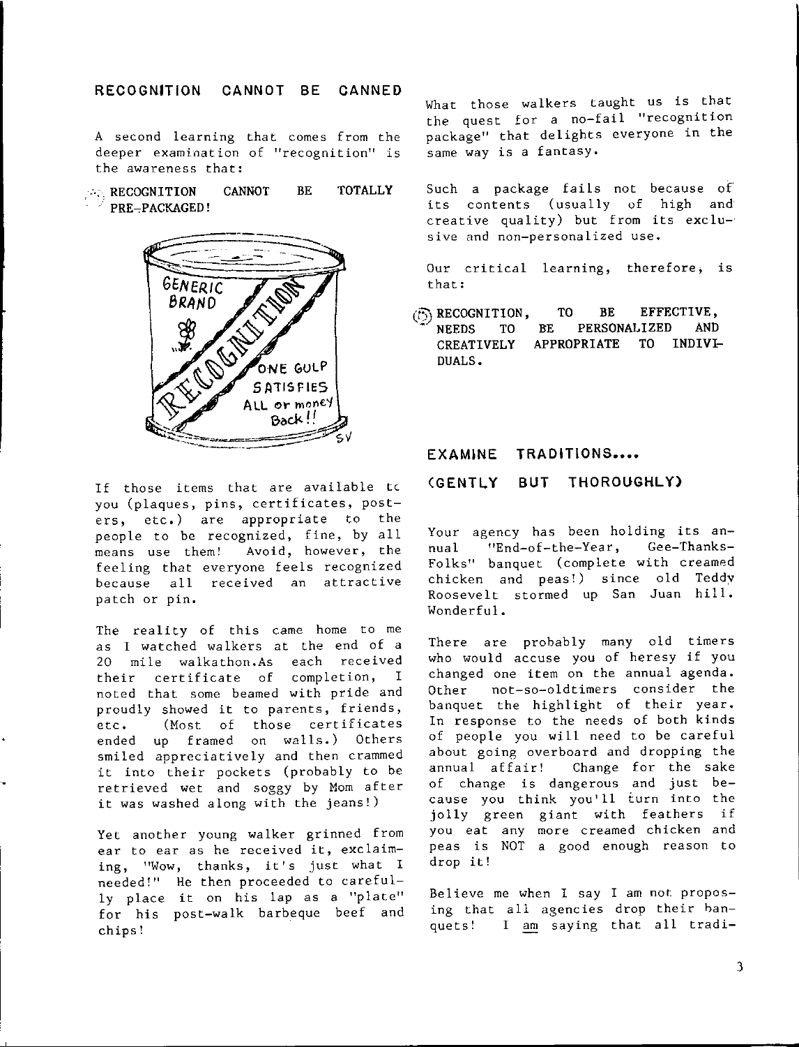## RECOGNITION CANNOT BE CANNED

A second learning that comes from the deeper examination of "recognition" is the awareness that:

RECOGNITION CANNOT BE TOTALLY PRE-PACKAGED!

If those items that are available to you (plaques, pins, certificates, posters, etc.) are appropriate to the people to be recognized, fine, by all means use them! Avoid, however, the feeling that everyone feels recognized because all received an attractive patch or pin.

The reality of this came home to me as I watched walkers at the end of a 20 mile walkathon. As each received their certificate of completion, I noted that some beamed with pride and proudly showed it to parents, friends, etc. (Most of those certificates ended up framed on walls.) Others smiled appreciatively and then crammed it into their pockets (probably to be retrieved wet and soggy by Mom after it was washed along with the jeans!)

Yet another young walker grinned from ear to ear as he received it, exclaiming, "Wow, thanks, it's just what I needed!" He then proceeded to carefully place it on his lap as a "plate" for his post-walk barbeque beef and chips!

What those walkers taught us is that the quest for a no-fail "recognition package" that delights everyone in the same way is a fantasy.

Such a package fails not because of its contents (usually of high and creative quality) but from its exclusive and non-personalized use.

Our critical learning, therefore, is that:

RECOGNITION, TO BE EFFECTIVE, NEEDS TO BE PERSONALIZED AND CREATIVELY APPROPRIATE TO INDIVIDUALS.

## EXAMINE TRADITIONS....

## (GENTLY BUT THOROUGHLY)

Your agency has been holding its annual "End-of-the-Year, Gee-Thanks-Folks" banquet (complete with creamed chicken and peas!) since old Teddy Roosevelt stormed up San Juan hill. Wonderful.

There are probably many old timers who would accuse you of heresy if you changed one item on the annual agenda. Other not-so-oldtimers consider the banquet the highlight of their year. In response to the needs of both kinds of people you will need to be careful about going overboard and dropping the annual affair! Change for the sake of change is dangerous and just because you think you'll turn into the jolly green giant with feathers if you eat any more creamed chicken and peas is NOT a good enough reason to drop it!

Believe me when I say I am not proposing that all agencies drop their banquets! I am saying that all tradi-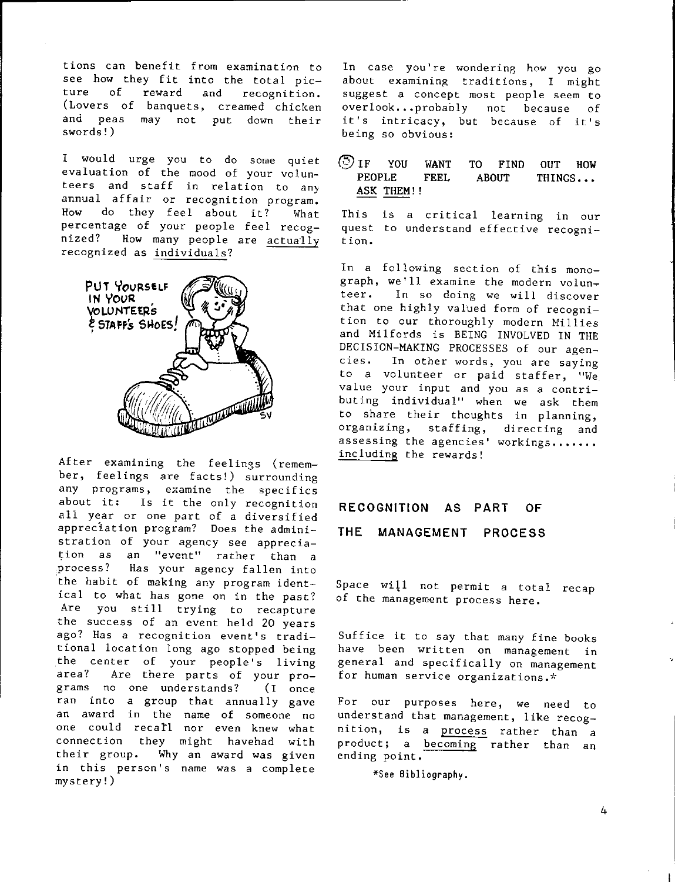tions can benefit from examination to see how they fit into the total picture of reward and recognition. (Lovers of banquets, creamed chicken and peas may not put down their swords!)

I would urge you to do some quiet evaluation of the mood of your volunteers and staff in relation to any annual affair or recognition program. How do they feel about it? What percentage of your people feel recognized? How many people are actually recognized as individuals?

PUT YOURSELF IN YOUR VOLUNTEER'S & STAFF'S SHOES!

After examining the feelings (remember, feelings are facts!) surrounding any programs, examine the specifics about it: Is it the only recognition all year or one part of a diversified appreciation program? Does the administration of your agency see appreciation as an "event" rather than a process? Has your agency fallen into the habit of making any program identical to what has gone on in the past? Are you still trying to recapture the success of an event held 20 years ago? Has a recognition event's traditional location long ago stopped being the center of your people's living area? Are there parts of your programs no one understands? (I once ran into a group that annually gave an award in the name of someone no one could recall nor even knew what connection they might havehad with their group. Why an award was given in this person's name was a complete mystery!)

In case you're wondering how you go about examining traditions, I might suggest a concept most people seem to overlook...probably not because of it's intricacy, but because of it's being so obvious:

**IF YOU WANT TO FIND OUT HOW PEOPLE FEEL ABOUT THINGS... ASK THEM!!**

This is a critical learning in our quest to understand effective recognition.

In a following section of this monograph, we'll examine the modern volunteer. In so doing we will discover that one highly valued form of recognition to our thoroughly modern Millies and Milfords is BEING INVOLVED IN THE DECISION-MAKING PROCESSES of our agencies. In other words, you are saying to a volunteer or paid staffer, "We value your input and you as a contributing individual" when we ask them to share their thoughts in planning, organizing, staffing, directing and assessing the agencies' workings....... including the rewards!

## RECOGNITION AS PART OF THE MANAGEMENT PROCESS

Space will not permit a total recap of the management process here.

Suffice it to say that many fine books have been written on management in general and specifically on management for human service organizations.*

For our purposes here, we need to understand that management, like recognition, is a process rather than a product; a becoming rather than an ending point.

*See Bibliography.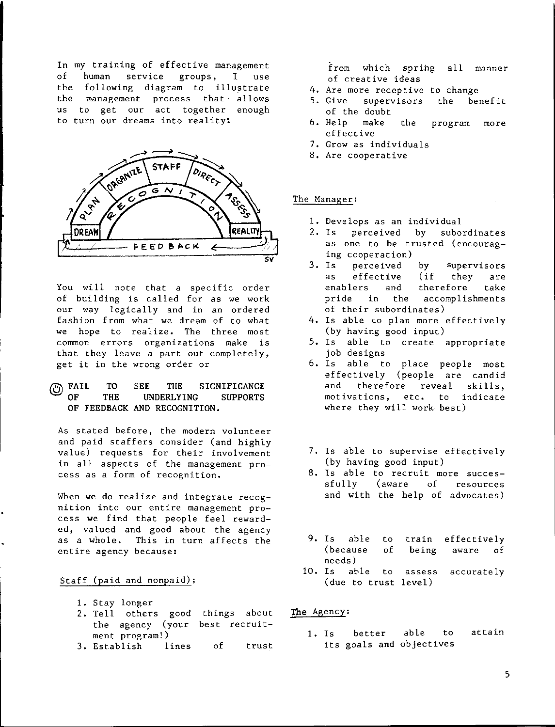In my training of effective management of human service groups, I use the following diagram to illustrate the management process that allows us to get our act together enough to turn our dreams into reality:

DREAM → PLAN → ORGANIZE → STAFF → DIRECT → ASSESS → REALITY

RECOGNITION

FEEDBACK

SV

You will note that a specific order of building is called for as we work our way logically and in an ordered fashion from what we dream of to what we hope to realize. The three most common errors organizations make is that they leave a part out completely, get it in the wrong order or

**FAIL TO SEE THE SIGNIFICANCE OF THE UNDERLYING SUPPORTS OF FEEDBACK AND RECOGNITION.**

As stated before, the modern volunteer and paid staffers consider (and highly value) requests for their involvement in all aspects of the management process as a form of recognition.

When we do realize and integrate recognition into our entire management process we find that people feel rewarded, valued and good about the agency as a whole. This in turn affects the entire agency because:

Staff (paid and nonpaid):

1. Stay longer
2. Tell others good things about the agency (your best recruitment program!)
3. Establish lines of trust from which spring all manner of creative ideas
4. Are more receptive to change
5. Give supervisors the benefit of the doubt
6. Help make the program more effective
7. Grow as individuals
8. Are cooperative

The Manager:

1. Develops as an individual
2. Is perceived by subordinates as one to be trusted (encouraging cooperation)
3. Is perceived by supervisors as effective (if they are enablers and therefore take pride in the accomplishments of their subordinates)
4. Is able to plan more effectively (by having good input)
5. Is able to create appropriate job designs
6. Is able to place people most effectively (people are candid and therefore reveal skills, motivations, etc. to indicate where they will work best)
7. Is able to supervise effectively (by having good input)
8. Is able to recruit more successfully (aware of resources and with the help of advocates)
9. Is able to train effectively (because of being aware of needs)
10. Is able to assess accurately (due to trust level)

**The Agency:**

1. Is better able to attain its goals and objectives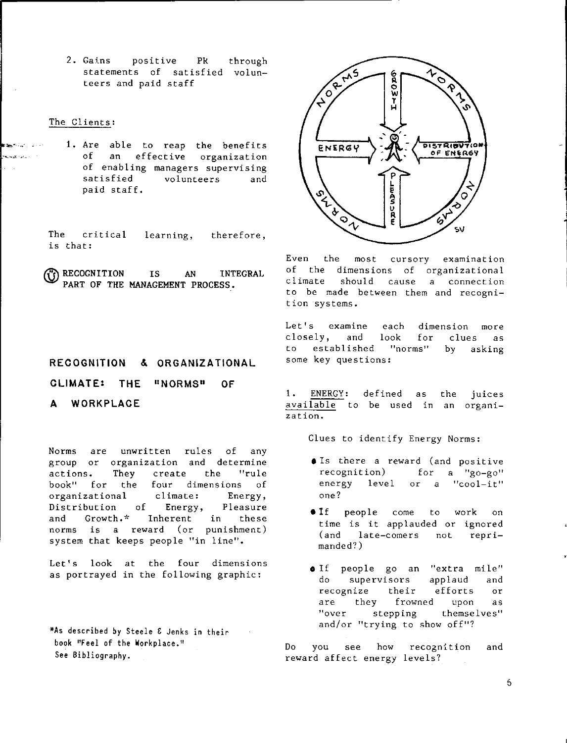2. Gains positive PR through statements of satisfied volunteers and paid staff

The Clients:

1. Are able to reap the benefits of an effective organization of enabling managers supervising satisfied volunteers and paid staff.

The critical learning, therefore, is that:

**RECOGNITION IS AN INTEGRAL PART OF THE MANAGEMENT PROCESS.**

## RECOGNITION & ORGANIZATIONAL CLIMATE: THE "NORMS" OF A WORKPLACE

Norms are unwritten rules of any group or organization and determine actions. They create the "rule book" for the four dimensions of organizational climate: Energy, Distribution of Energy, Pleasure and Growth.* Inherent in these norms is a reward (or punishment) system that keeps people "in line".

Let's look at the four dimensions as portrayed in the following graphic:

*As described by Steele & Jenks in their book "Feel of the Workplace." See Bibliography.

Even the most cursory examination of the dimensions of organizational climate should cause a connection to be made between them and recognition systems.

Let's examine each dimension more closely, and look for clues as to established "norms" by asking some key questions:

1. ENERGY: defined as the juices available to be used in an organization.

Clues to identify Energy Norms:

- Is there a reward (and positive recognition) for a "go-go" energy level or a "cool-it" one?
- If people come to work on time is it applauded or ignored (and late-comers not reprimanded?)
- If people go an "extra mile" do supervisors applaud and recognize their efforts or are they frowned upon as "over stepping themselves" and/or "trying to show off"?

Do you see how recognition and reward affect energy levels?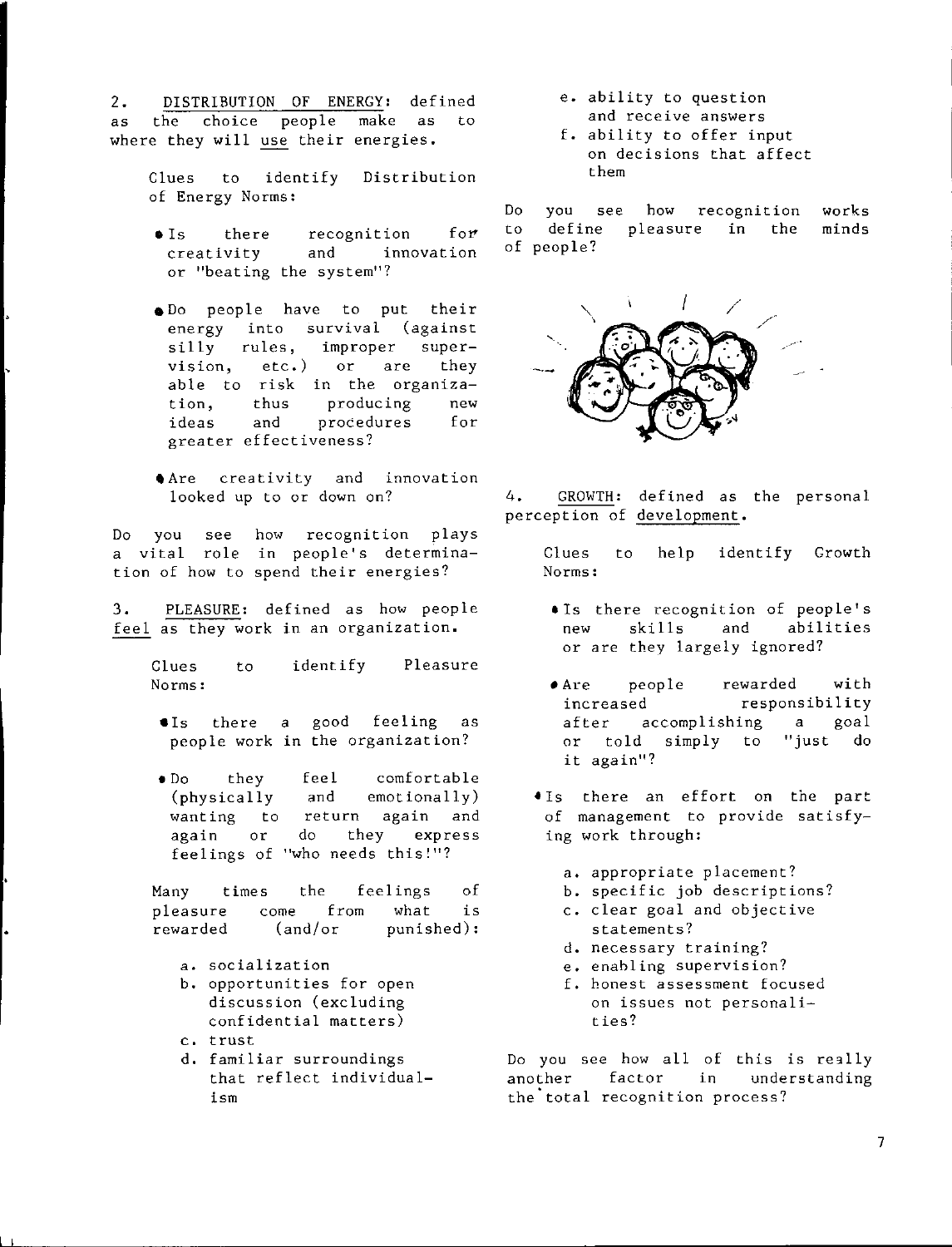2. <u>DISTRIBUTION OF ENERGY</u>: defined as the choice people make as to where they will <u>use</u> their energies.

Clues to identify Distribution of Energy Norms:

- Is there recognition for creativity and innovation or "beating the system"?
- Do people have to put their energy into survival (against silly rules, improper supervision, etc.) or are they able to risk in the organization, thus producing new ideas and procedures for greater effectiveness?
- Are creativity and innovation looked up to or down on?

Do you see how recognition plays a vital role in people's determination of how to spend their energies?

3. <u>PLEASURE</u>: defined as how people <u>feel</u> as they work in an organization.

Clues to identify Pleasure Norms:

- Is there a good feeling as people work in the organization?
- Do they feel comfortable (physically and emotionally) wanting to return again and again or do they express feelings of "who needs this!"?

Many times the feelings of pleasure come from what is rewarded (and/or punished):

a. socialization
b. opportunities for open discussion (excluding confidential matters)
c. trust
d. familiar surroundings that reflect individualism
e. ability to question and receive answers
f. ability to offer input on decisions that affect them

Do you see how recognition works to define pleasure in the minds of people?

4. <u>GROWTH</u>: defined as the personal perception of <u>development</u>.

Clues to help identify Growth Norms:

- Is there recognition of people's new skills and abilities or are they largely ignored?
- Are people rewarded with increased responsibility after accomplishing a goal or told simply to "just do it again"?
- Is there an effort on the part of management to provide satisfying work through:

a. appropriate placement?
b. specific job descriptions?
c. clear goal and objective statements?
d. necessary training?
e. enabling supervision?
f. honest assessment focused on issues not personalities?

Do you see how all of this is really another factor in understanding the total recognition process?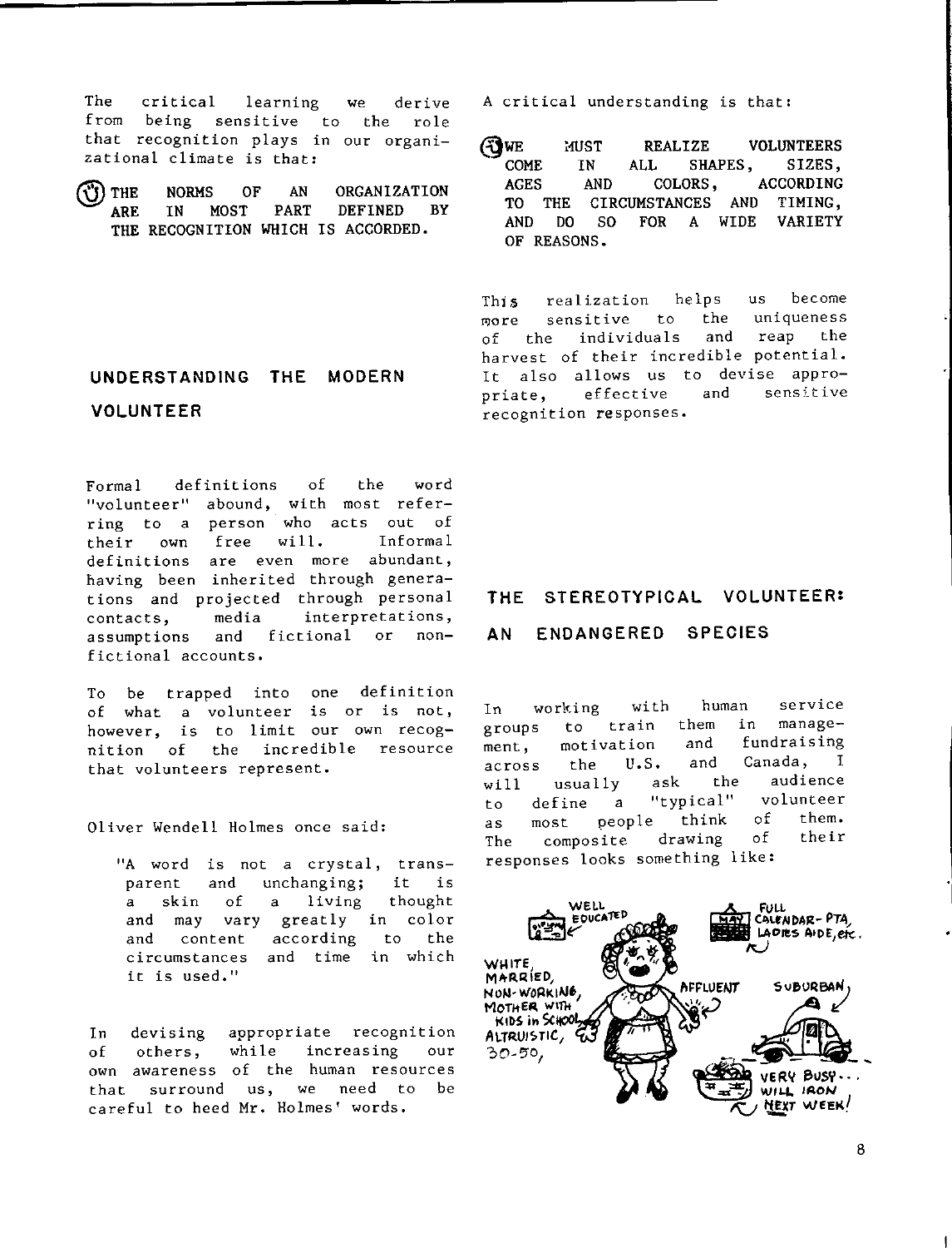The critical learning we derive from being sensitive to the role that recognition plays in our organizational climate is that:

**THE NORMS OF AN ORGANIZATION ARE IN MOST PART DEFINED BY THE RECOGNITION WHICH IS ACCORDED.**

## UNDERSTANDING THE MODERN VOLUNTEER

Formal definitions of the word "volunteer" abound, with most referring to a person who acts out of their own free will. Informal definitions are even more abundant, having been inherited through generations and projected through personal contacts, media interpretations, assumptions and fictional or non-fictional accounts.

To be trapped into one definition of what a volunteer is or is not, however, is to limit our own recognition of the incredible resource that volunteers represent.

Oliver Wendell Holmes once said:

> "A word is not a crystal, transparent and unchanging; it is a skin of a living thought and may vary greatly in color and content according to the circumstances and time in which it is used."

In devising appropriate recognition of others, while increasing our own awareness of the human resources that surround us, we need to be careful to heed Mr. Holmes' words.

A critical understanding is that:

**WE MUST REALIZE VOLUNTEERS COME IN ALL SHAPES, SIZES, AGES AND COLORS, ACCORDING TO THE CIRCUMSTANCES AND TIMING, AND DO SO FOR A WIDE VARIETY OF REASONS.**

This realization helps us become more sensitive to the uniqueness of the individuals and reap the harvest of their incredible potential. It also allows us to devise appropriate, effective and sensitive recognition responses.

## THE STEREOTYPICAL VOLUNTEER: AN ENDANGERED SPECIES

In working with human service groups to train them in management, motivation and fundraising across the U.S. and Canada, I will usually ask the audience to define a "typical" volunteer as most people think of them. The composite drawing of their responses looks something like:

WELL EDUCATED

FULL CALENDAR-PTA, LADIES AIDE, etc.

WHITE, MARRIED, NON-WORKING, MOTHER WITH KIDS in SCHOOL, ALTRUISTIC, 30-50,

AFFLUENT

SUBURBAN

VERY BUSY... WILL IRON NEXT WEEK!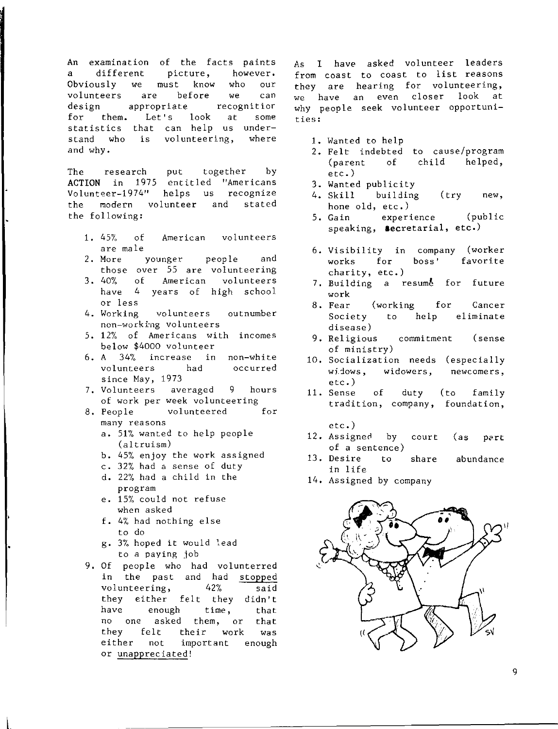An examination of the facts paints a different picture, however. Obviously we must know who our volunteers are before we can design appropriate recognitior for them. Let's look at some statistics that can help us understand who is volunteering, where and why.

The research put together by **ACTION** in 1975 entitled "Americans Volunteer-1974" helps us recognize the modern volunteer and stated the following:

1. 45% of American volunteers are male
2. More younger people and those over 55 are volunteering
3. 40% of American volunteers have 4 years of high school or less
4. Working volunteers outnumber non-working volunteers
5. 12% of Americans with incomes below $4000 volunteer
6. A 34% increase in non-white volunteers had occurred since May, 1973
7. Volunteers averaged 9 hours of work per week volunteering
8. People volunteered for many reasons
   a. 51% wanted to help people (altruism)
   b. 45% enjoy the work assigned
   c. 32% had a sense of duty
   d. 22% had a child in the program
   e. 15% could not refuse when asked
   f. 4% had nothing else to do
   g. 3% hoped it would lead to a paying job
9. Of people who had volunterred in the past and had <u>stopped</u> volunteering, 42% said they either felt they didn't have enough time, that no one asked them, or that they felt their work was either not important enough or <u>unappreciated</u>!

As I have asked volunteer leaders from coast to coast to list reasons they are hearing for volunteering, we have an even closer look at why people seek volunteer opportunities:

1. Wanted to help
2. Felt indebted to cause/program (parent of child helped, etc.)
3. Wanted publicity
4. Skill building (try new, hone old, etc.)
5. Gain experience (public speaking, secretarial, etc.)
6. Visibility in company (worker works for boss' favorite charity, etc.)
7. Building a resumé for future work
8. Fear (working for Cancer Society to help eliminate disease)
9. Religious commitment (sense of ministry)
10. Socialization needs (especially widows, widowers, newcomers, etc.)
11. Sense of duty (to family tradition, company, foundation, etc.)
12. Assigned by court (as part of a sentence)
13. Desire to share abundance in life
14. Assigned by company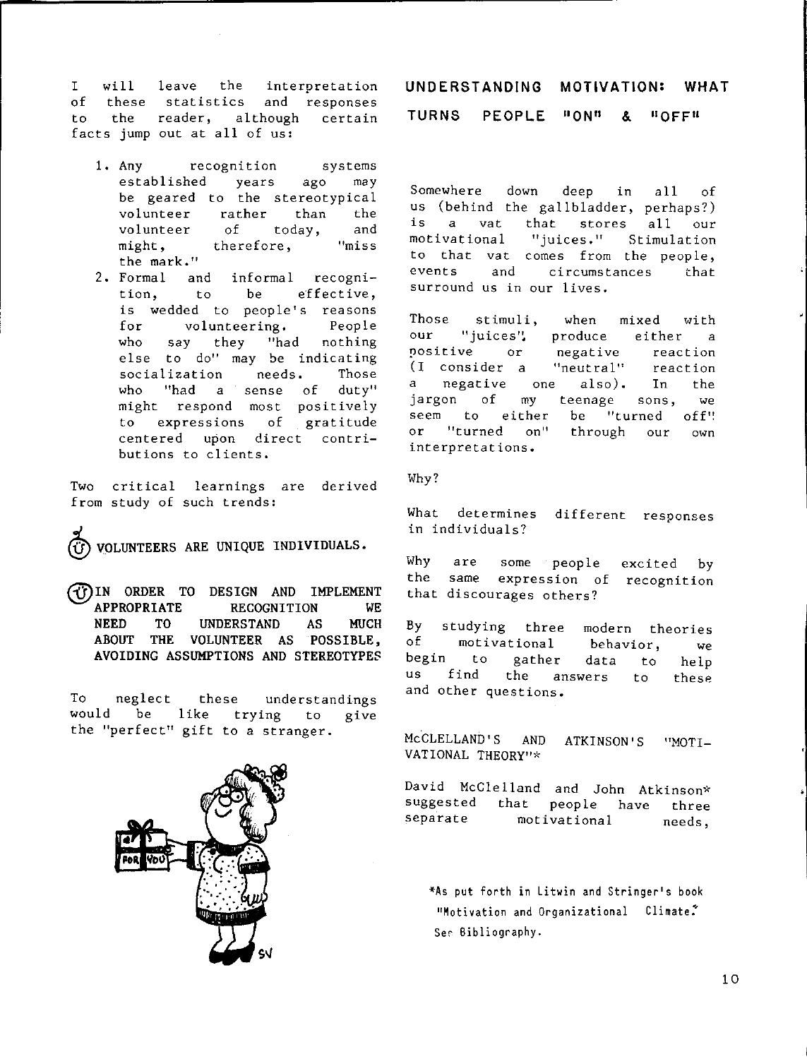I will leave the interpretation of these statistics and responses to the reader, although certain facts jump out at all of us:

1. Any recognition systems established years ago may be geared to the stereotypical volunteer rather than the volunteer of today, and might, therefore, "miss the mark."
2. Formal and informal recognition, to be effective, is wedded to people's reasons for volunteering. People who say they "had nothing else to do" may be indicating socialization needs. Those who "had a sense of duty" might respond most positively to expressions of gratitude centered upon direct contributions to clients.

Two critical learnings are derived from study of such trends:

**VOLUNTEERS ARE UNIQUE INDIVIDUALS.**

**IN ORDER TO DESIGN AND IMPLEMENT APPROPRIATE RECOGNITION WE NEED TO UNDERSTAND AS MUCH ABOUT THE VOLUNTEER AS POSSIBLE, AVOIDING ASSUMPTIONS AND STEREOTYPES**

To neglect these understandings would be like trying to give the "perfect" gift to a stranger.

## UNDERSTANDING MOTIVATION: WHAT TURNS PEOPLE "ON" & "OFF"

Somewhere down deep in all of us (behind the gallbladder, perhaps?) is a vat that stores all our motivational "juices." Stimulation to that vat comes from the people, events and circumstances that surround us in our lives.

Those stimuli, when mixed with our "juices", produce either a positive or negative reaction (I consider a "neutral" reaction a negative one also). In the jargon of my teenage sons, we seem to either be "turned off" or "turned on" through our own interpretations.

Why?

What determines different responses in individuals?

Why are some people excited by the same expression of recognition that discourages others?

By studying three modern theories of motivational behavior, we begin to gather data to help us find the answers to these and other questions.

### McCLELLAND'S AND ATKINSON'S "MOTIVATIONAL THEORY"*

David McClelland and John Atkinson* suggested that people have three separate motivational needs,

*As put forth in Litwin and Stringer's book "Motivation and Organizational Climate." See Bibliography.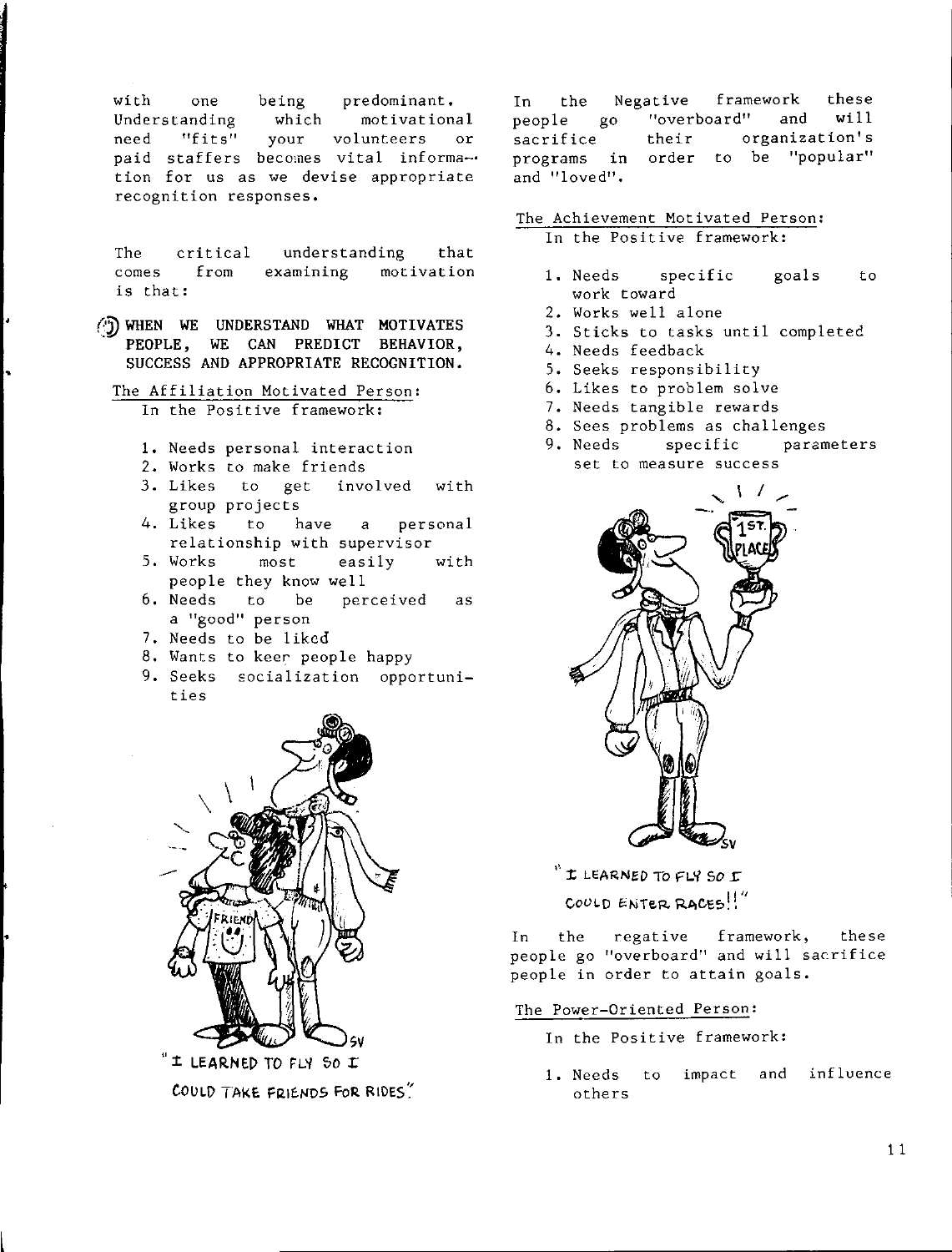with one being predominant. Understanding which motivational need "fits" your volunteers or paid staffers becomes vital information for us as we devise appropriate recognition responses.

The critical understanding that comes from examining motivation is that:

**WHEN WE UNDERSTAND WHAT MOTIVATES PEOPLE, WE CAN PREDICT BEHAVIOR, SUCCESS AND APPROPRIATE RECOGNITION.**

The Affiliation Motivated Person:

In the Positive framework:

1. Needs personal interaction
2. Works to make friends
3. Likes to get involved with group projects
4. Likes to have a personal relationship with supervisor
5. Works most easily with people they know well
6. Needs to be perceived as a "good" person
7. Needs to be liked
8. Wants to keep people happy
9. Seeks socialization opportunities

"I LEARNED TO FLY SO I COULD TAKE FRIENDS FOR RIDES."

In the Negative framework these people go "overboard" and will sacrifice their organization's programs in order to be "popular" and "loved".

The Achievement Motivated Person:

In the Positive framework:

1. Needs specific goals to work toward
2. Works well alone
3. Sticks to tasks until completed
4. Needs feedback
5. Seeks responsibility
6. Likes to problem solve
7. Needs tangible rewards
8. Sees problems as challenges
9. Needs specific parameters set to measure success

"I LEARNED TO FLY SO I COULD ENTER RACES!!"

In the regative framework, these people go "overboard" and will sacrifice people in order to attain goals.

The Power-Oriented Person:

In the Positive framework:

1. Needs to impact and influence others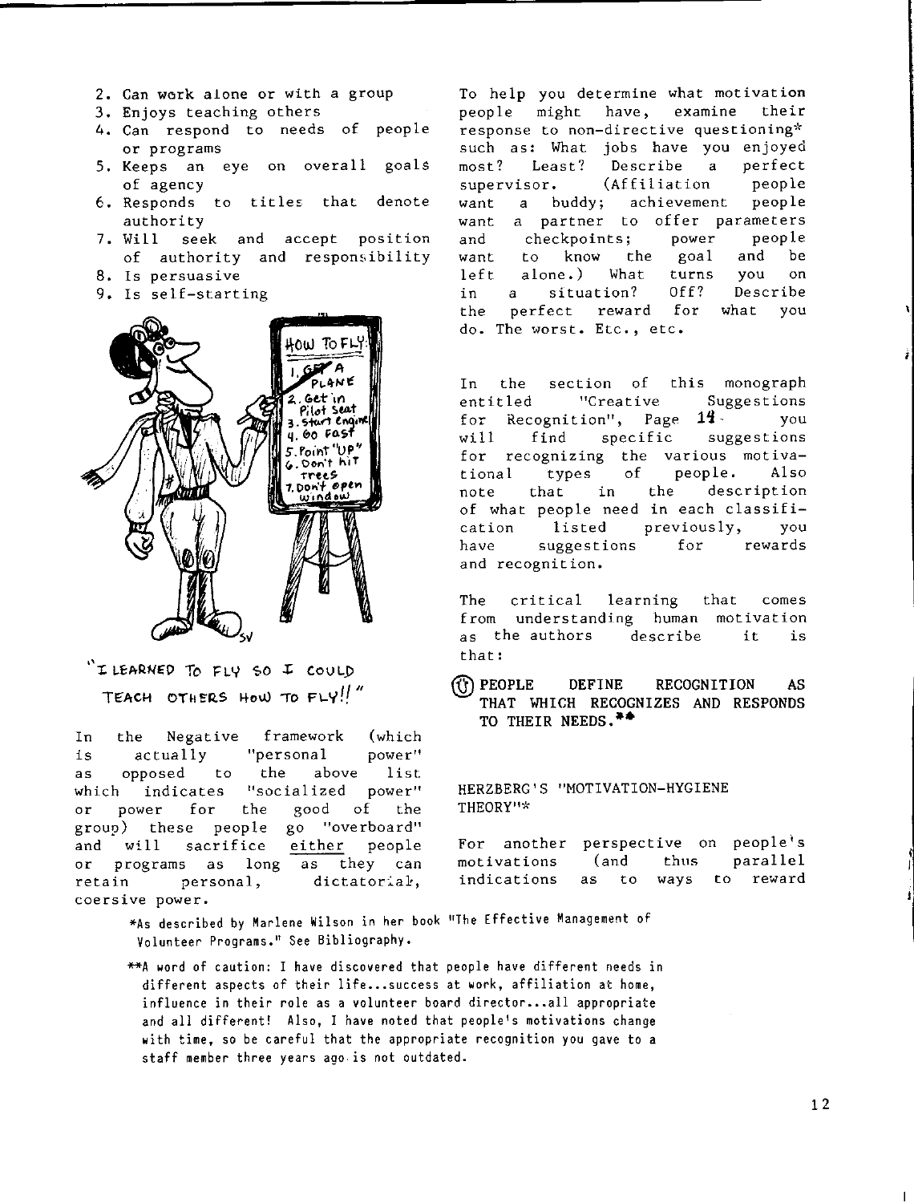2. Can work alone or with a group
3. Enjoys teaching others
4. Can respond to needs of people or programs
5. Keeps an eye on overall goals of agency
6. Responds to titles that denote authority
7. Will seek and accept position of authority and responsibility
8. Is persuasive
9. Is self-starting

"I LEARNED TO FLY SO I COULD TEACH OTHERS HOW TO FLY!!"

In the Negative framework (which is actually "personal power" as opposed to the above list which indicates "socialized power" or power for the good of the group) these people go "overboard" and will sacrifice either people or programs as long as they can retain personal, dictatorial, coercive power.

To help you determine what motivation people might have, examine their response to non-directive questioning* such as: What jobs have you enjoyed most? Least? Describe a perfect supervisor. (Affiliation people want a buddy; achievement people want a partner to offer parameters and checkpoints; power people want to know the goal and be left alone.) What turns you on in a situation? Off? Describe the perfect reward for what you do. The worst. Etc., etc.

In the section of this monograph entitled "Creative Suggestions for Recognition", Page 14 you will find specific suggestions for recognizing the various motivational types of people. Also note that in the description of what people need in each classification listed previously, you have suggestions for rewards and recognition.

The critical learning that comes from understanding human motivation as the authors describe it is that:

**PEOPLE DEFINE RECOGNITION AS THAT WHICH RECOGNIZES AND RESPONDS TO THEIR NEEDS.****

HERZBERG'S "MOTIVATION-HYGIENE THEORY"*

For another perspective on people's motivations (and thus parallel indications as to ways to reward

*As described by Marlene Wilson in her book "The Effective Management of Volunteer Programs." See Bibliography.

**A word of caution: I have discovered that people have different needs in different aspects of their life...success at work, affiliation at home, influence in their role as a volunteer board director...all appropriate and all different! Also, I have noted that people's motivations change with time, so be careful that the appropriate recognition you gave to a staff member three years ago is not outdated.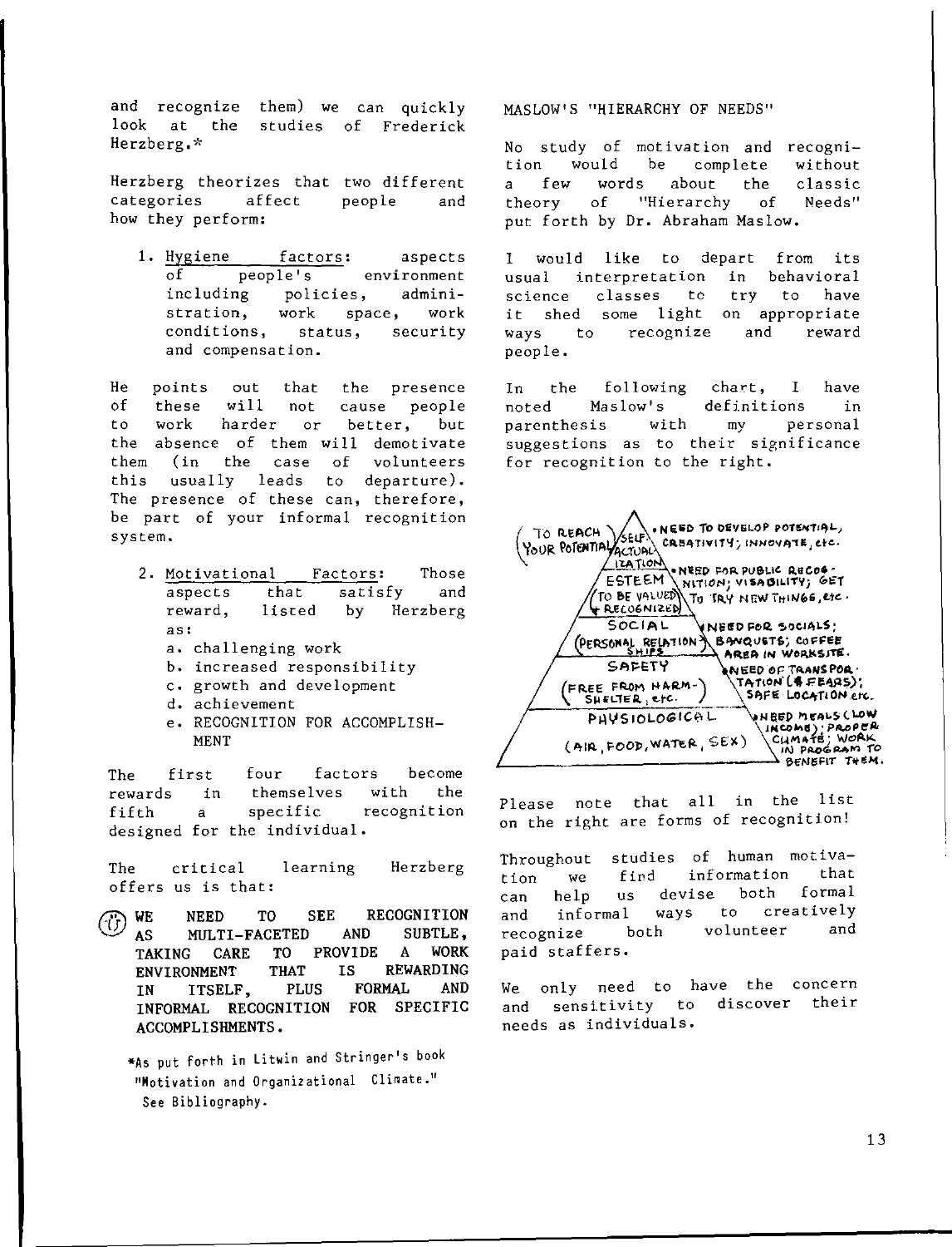and recognize them) we can quickly look at the studies of Frederick Herzberg.*

Herzberg theorizes that two different categories affect people and how they perform:

1. Hygiene factors: aspects of people's environment including policies, administration, work space, work conditions, status, security and compensation.

He points out that the presence of these will not cause people to work harder or better, but the absence of them will demotivate them (in the case of volunteers this usually leads to departure). The presence of these can, therefore, be part of your informal recognition system.

2. Motivational Factors: Those aspects that satisfy and reward, listed by Herzberg as:
   a. challenging work
   b. increased responsibility
   c. growth and development
   d. achievement
   e. RECOGNITION FOR ACCOMPLISHMENT

The first four factors become rewards in themselves with the fifth a specific recognition designed for the individual.

The critical learning Herzberg offers us is that:

**WE NEED TO SEE RECOGNITION AS MULTI-FACETED AND SUBTLE, TAKING CARE TO PROVIDE A WORK ENVIRONMENT THAT IS REWARDING IN ITSELF, PLUS FORMAL AND INFORMAL RECOGNITION FOR SPECIFIC ACCOMPLISHMENTS.**

*As put forth in Litwin and Stringer's book "Motivation and Organizational Climate." See Bibliography.

## MASLOW'S "HIERARCHY OF NEEDS"

No study of motivation and recognition would be complete without a few words about the classic theory of "Hierarchy of Needs" put forth by Dr. Abraham Maslow.

I would like to depart from its usual interpretation in behavioral science classes to try to have it shed some light on appropriate ways to recognize and reward people.

In the following chart, I have noted Maslow's definitions in parenthesis with my personal suggestions as to their significance for recognition to the right.

| Level (Maslow's definition) | Significance for recognition |
|---|---|
| SELF-ACTUALIZATION (To reach your potential) | Need to develop potential, creativity; innovate, etc. |
| ESTEEM (To be valued & recognized) | Need for public recognition; visability; get to try new things, etc. |
| SOCIAL (Personal relationships) | Need for socials; banquets; coffee area in worksite. |
| SAFETY (Free from harm- shelter, etc.) | Need of transportation (& fears); safe location etc. |
| PHYSIOLOGICAL (Air, food, water, sex) | Need meals (low income); proper climate; work in program to benefit them. |

Please note that all in the list on the right are forms of recognition!

Throughout studies of human motivation we find information that can help us devise both formal and informal ways to creatively recognize both volunteer and paid staffers.

We only need to have the concern and sensitivity to discover their needs as individuals.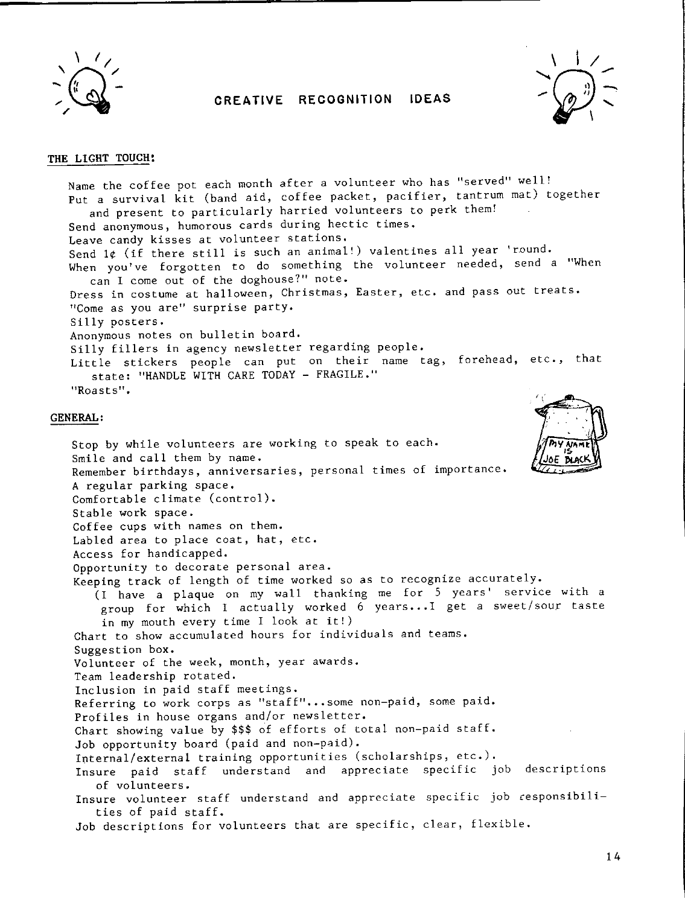# CREATIVE RECOGNITION IDEAS

## THE LIGHT TOUCH:

Name the coffee pot each month after a volunteer who has "served" well!
Put a survival kit (band aid, coffee packet, pacifier, tantrum mat) together and present to particularly harried volunteers to perk them!
Send anonymous, humorous cards during hectic times.
Leave candy kisses at volunteer stations.
Send 1¢ (if there still is such an animal!) valentines all year 'round.
When you've forgotten to do something the volunteer needed, send a "When can I come out of the doghouse?" note.
Dress in costume at halloween, Christmas, Easter, etc. and pass out treats.
"Come as you are" surprise party.
Silly posters.
Anonymous notes on bulletin board.
Silly fillers in agency newsletter regarding people.
Little stickers people can put on their name tag, forehead, etc., that state: "HANDLE WITH CARE TODAY - FRAGILE."
"Roasts".

## GENERAL:

Stop by while volunteers are working to speak to each.
Smile and call them by name.
Remember birthdays, anniversaries, personal times of importance.
A regular parking space.
Comfortable climate (control).
Stable work space.
Coffee cups with names on them.
Labled area to place coat, hat, etc.
Access for handicapped.
Opportunity to decorate personal area.
Keeping track of length of time worked so as to recognize accurately.
(I have a plaque on my wall thanking me for 5 years' service with a group for which I actually worked 6 years...I get a sweet/sour taste in my mouth every time I look at it!)
Chart to show accumulated hours for individuals and teams.
Suggestion box.
Volunteer of the week, month, year awards.
Team leadership rotated.
Inclusion in paid staff meetings.
Referring to work corps as "staff"...some non-paid, some paid.
Profiles in house organs and/or newsletter.
Chart showing value by $$$ of efforts of total non-paid staff.
Job opportunity board (paid and non-paid).
Internal/external training opportunities (scholarships, etc.).
Insure paid staff understand and appreciate specific job descriptions of volunteers.
Insure volunteer staff understand and appreciate specific job responsibilities of paid staff.
Job descriptions for volunteers that are specific, clear, flexible.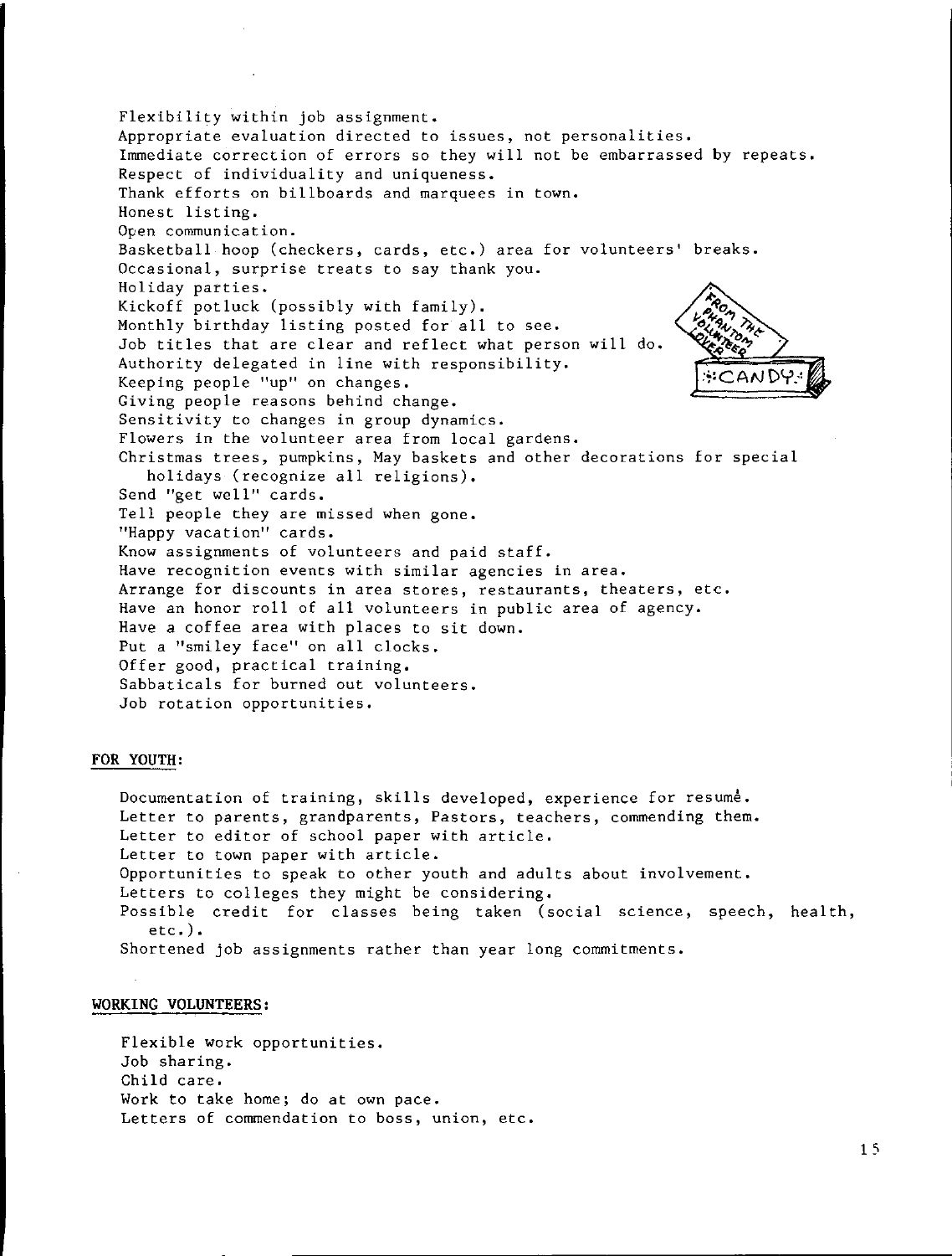Flexibility within job assignment.
Appropriate evaluation directed to issues, not personalities.
Immediate correction of errors so they will not be embarrassed by repeats.
Respect of individuality and uniqueness.
Thank efforts on billboards and marquees in town.
Honest listing.
Open communication.
Basketball hoop (checkers, cards, etc.) area for volunteers' breaks.
Occasional, surprise treats to say thank you.
Holiday parties.
Kickoff potluck (possibly with family).
Monthly birthday listing posted for all to see.
Job titles that are clear and reflect what person will do.
Authority delegated in line with responsibility.
Keeping people "up" on changes.
Giving people reasons behind change.
Sensitivity to changes in group dynamics.
Flowers in the volunteer area from local gardens.
Christmas trees, pumpkins, May baskets and other decorations for special holidays (recognize all religions).
Send "get well" cards.
Tell people they are missed when gone.
"Happy vacation" cards.
Know assignments of volunteers and paid staff.
Have recognition events with similar agencies in area.
Arrange for discounts in area stores, restaurants, theaters, etc.
Have an honor roll of all volunteers in public area of agency.
Have a coffee area with places to sit down.
Put a "smiley face" on all clocks.
Offer good, practical training.
Sabbaticals for burned out volunteers.
Job rotation opportunities.

**FOR YOUTH:**

Documentation of training, skills developed, experience for resumé.
Letter to parents, grandparents, Pastors, teachers, commending them.
Letter to editor of school paper with article.
Letter to town paper with article.
Opportunities to speak to other youth and adults about involvement.
Letters to colleges they might be considering.
Possible credit for classes being taken (social science, speech, health, etc.).
Shortened job assignments rather than year long commitments.

**WORKING VOLUNTEERS:**

Flexible work opportunities.
Job sharing.
Child care.
Work to take home; do at own pace.
Letters of commendation to boss, union, etc.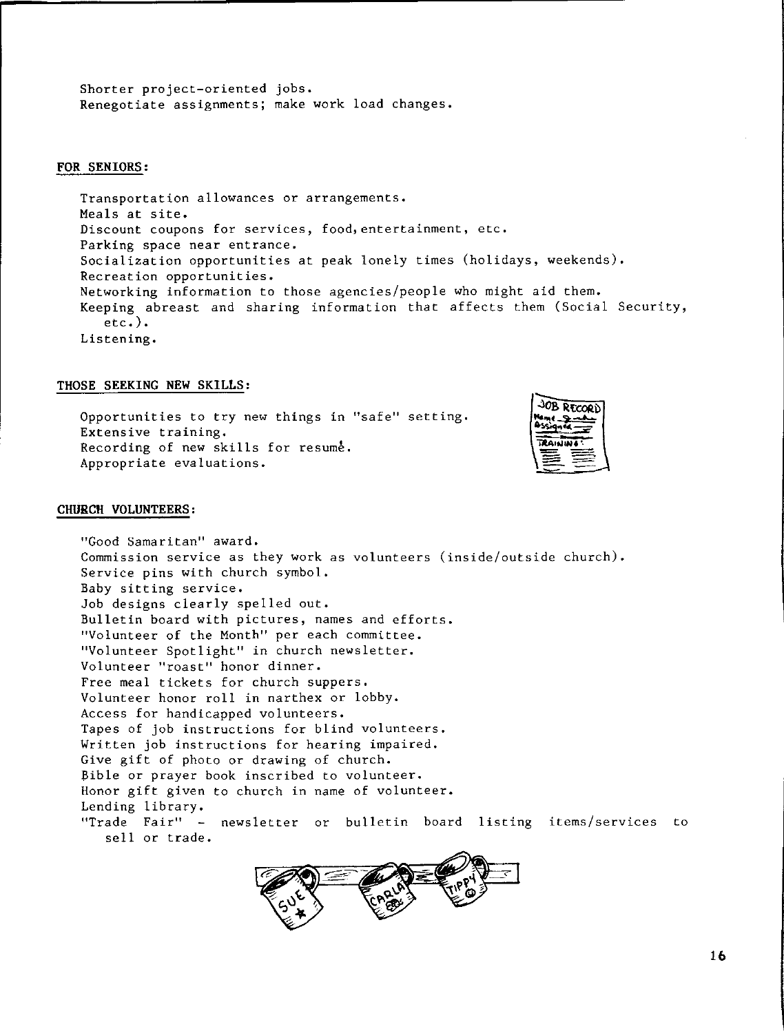Shorter project-oriented jobs.
Renegotiate assignments; make work load changes.

**FOR SENIORS:**

Transportation allowances or arrangements.
Meals at site.
Discount coupons for services, food, entertainment, etc.
Parking space near entrance.
Socialization opportunities at peak lonely times (holidays, weekends).
Recreation opportunities.
Networking information to those agencies/people who might aid them.
Keeping abreast and sharing information that affects them (Social Security, etc.).
Listening.

**THOSE SEEKING NEW SKILLS:**

Opportunities to try new things in "safe" setting.
Extensive training.
Recording of new skills for resumé.
Appropriate evaluations.

**CHURCH VOLUNTEERS:**

"Good Samaritan" award.
Commission service as they work as volunteers (inside/outside church).
Service pins with church symbol.
Baby sitting service.
Job designs clearly spelled out.
Bulletin board with pictures, names and efforts.
"Volunteer of the Month" per each committee.
"Volunteer Spotlight" in church newsletter.
Volunteer "roast" honor dinner.
Free meal tickets for church suppers.
Volunteer honor roll in narthex or lobby.
Access for handicapped volunteers.
Tapes of job instructions for blind volunteers.
Written job instructions for hearing impaired.
Give gift of photo or drawing of church.
Bible or prayer book inscribed to volunteer.
Honor gift given to church in name of volunteer.
Lending library.
"Trade Fair" - newsletter or bulletin board listing items/services to sell or trade.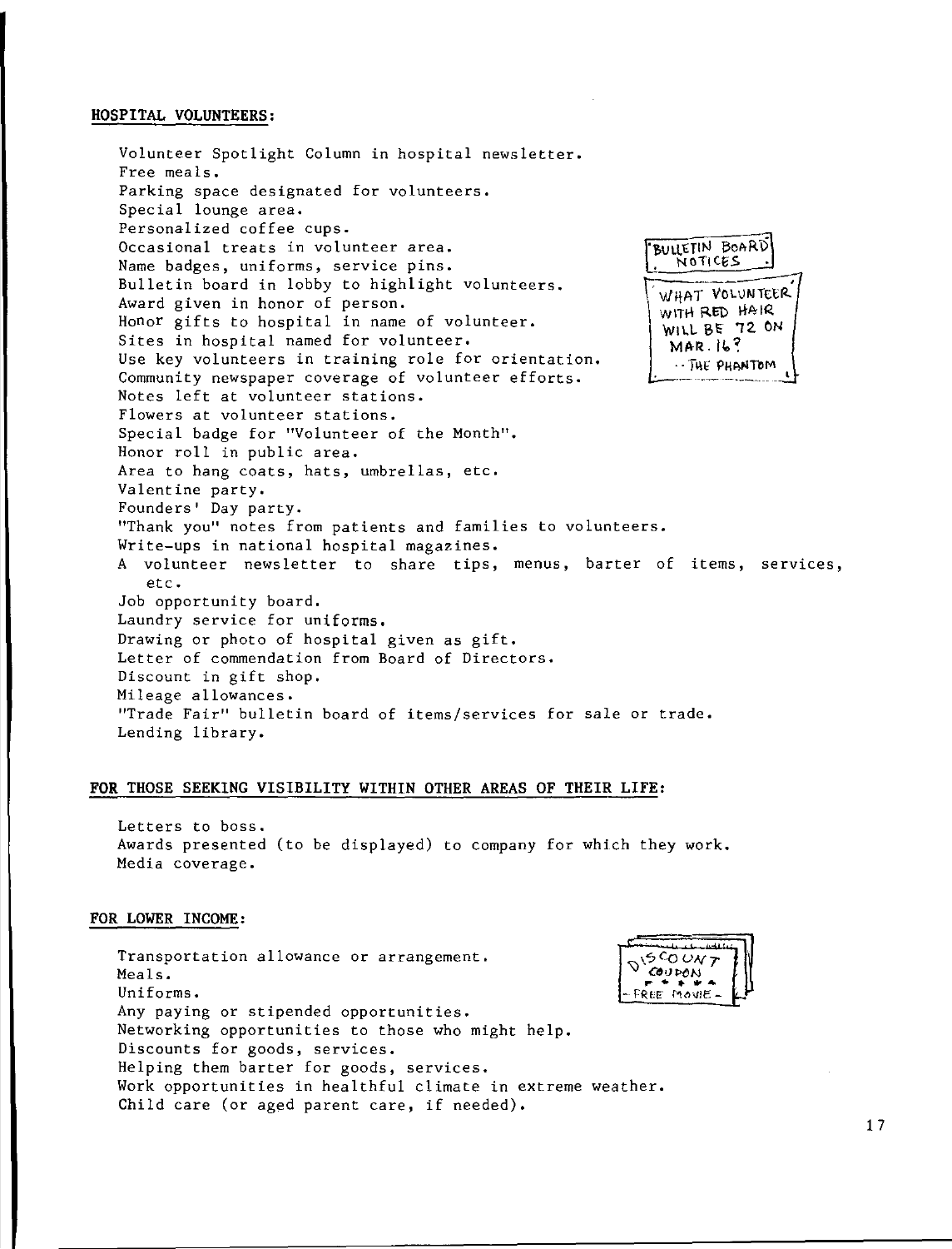## HOSPITAL VOLUNTEERS:

Volunteer Spotlight Column in hospital newsletter.
Free meals.
Parking space designated for volunteers.
Special lounge area.
Personalized coffee cups.
Occasional treats in volunteer area.
Name badges, uniforms, service pins.
Bulletin board in lobby to highlight volunteers.
Award given in honor of person.
Honor gifts to hospital in name of volunteer.
Sites in hospital named for volunteer.
Use key volunteers in training role for orientation.
Community newspaper coverage of volunteer efforts.
Notes left at volunteer stations.
Flowers at volunteer stations.
Special badge for "Volunteer of the Month".
Honor roll in public area.
Area to hang coats, hats, umbrellas, etc.
Valentine party.
Founders' Day party.
"Thank you" notes from patients and families to volunteers.
Write-ups in national hospital magazines.
A volunteer newsletter to share tips, menus, barter of items, services, etc.
Job opportunity board.
Laundry service for uniforms.
Drawing or photo of hospital given as gift.
Letter of commendation from Board of Directors.
Discount in gift shop.
Mileage allowances.
"Trade Fair" bulletin board of items/services for sale or trade.
Lending library.

BULLETIN BOARD NOTICES

WHAT VOLUNTEER WITH RED HAIR WILL BE 72 ON MAR. 16? -- THE PHANTOM

## FOR THOSE SEEKING VISIBILITY WITHIN OTHER AREAS OF THEIR LIFE:

Letters to boss.
Awards presented (to be displayed) to company for which they work.
Media coverage.

## FOR LOWER INCOME:

Transportation allowance or arrangement.
Meals.
Uniforms.
Any paying or stipended opportunities.
Networking opportunities to those who might help.
Discounts for goods, services.
Helping them barter for goods, services.
Work opportunities in healthful climate in extreme weather.
Child care (or aged parent care, if needed).

DISCOUNT COUPON - FREE MOVIE -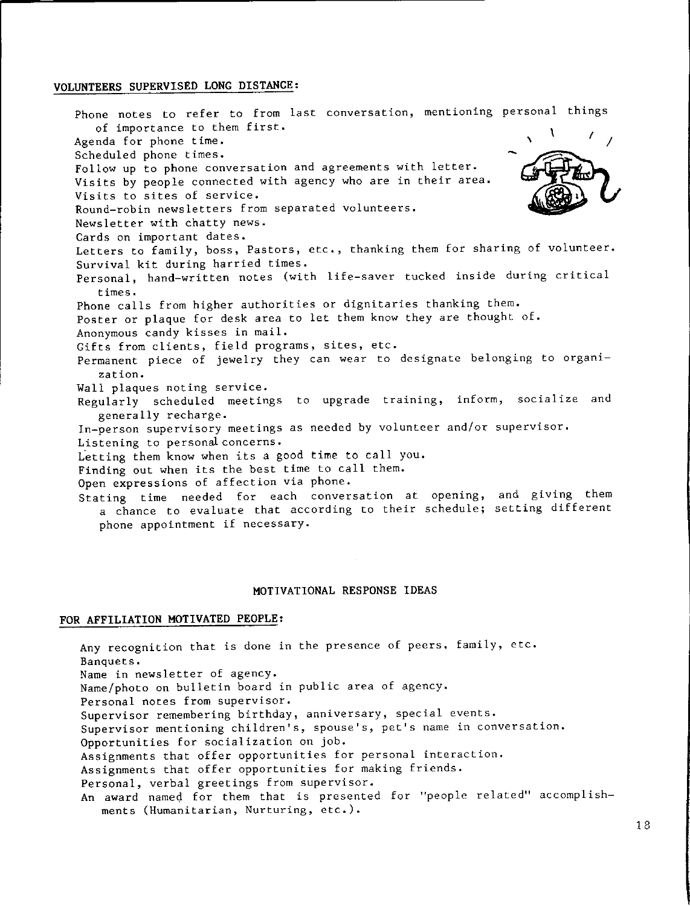## VOLUNTEERS SUPERVISED LONG DISTANCE:

Phone notes to refer to from last conversation, mentioning personal things of importance to them first.
Agenda for phone time.
Scheduled phone times.
Follow up to phone conversation and agreements with letter.
Visits by people connected with agency who are in their area.
Visits to sites of service.
Round-robin newsletters from separated volunteers.
Newsletter with chatty news.
Cards on important dates.
Letters to family, boss, Pastors, etc., thanking them for sharing of volunteer.
Survival kit during harried times.
Personal, hand-written notes (with life-saver tucked inside during critical times.
Phone calls from higher authorities or dignitaries thanking them.
Poster or plaque for desk area to let them know they are thought of.
Anonymous candy kisses in mail.
Gifts from clients, field programs, sites, etc.
Permanent piece of jewelry they can wear to designate belonging to organization.
Wall plaques noting service.
Regularly scheduled meetings to upgrade training, inform, socialize and generally recharge.
In-person supervisory meetings as needed by volunteer and/or supervisor.
Listening to personal concerns.
Letting them know when its a good time to call you.
Finding out when its the best time to call them.
Open expressions of affection via phone.
Stating time needed for each conversation at opening, and giving them a chance to evaluate that according to their schedule; setting different phone appointment if necessary.

# MOTIVATIONAL RESPONSE IDEAS

## FOR AFFILIATION MOTIVATED PEOPLE:

Any recognition that is done in the presence of peers, family, etc.
Banquets.
Name in newsletter of agency.
Name/photo on bulletin board in public area of agency.
Personal notes from supervisor.
Supervisor remembering birthday, anniversary, special events.
Supervisor mentioning children's, spouse's, pet's name in conversation.
Opportunities for socialization on job.
Assignments that offer opportunities for personal interaction.
Assignments that offer opportunities for making friends.
Personal, verbal greetings from supervisor.
An award named for them that is presented for "people related" accomplishments (Humanitarian, Nurturing, etc.).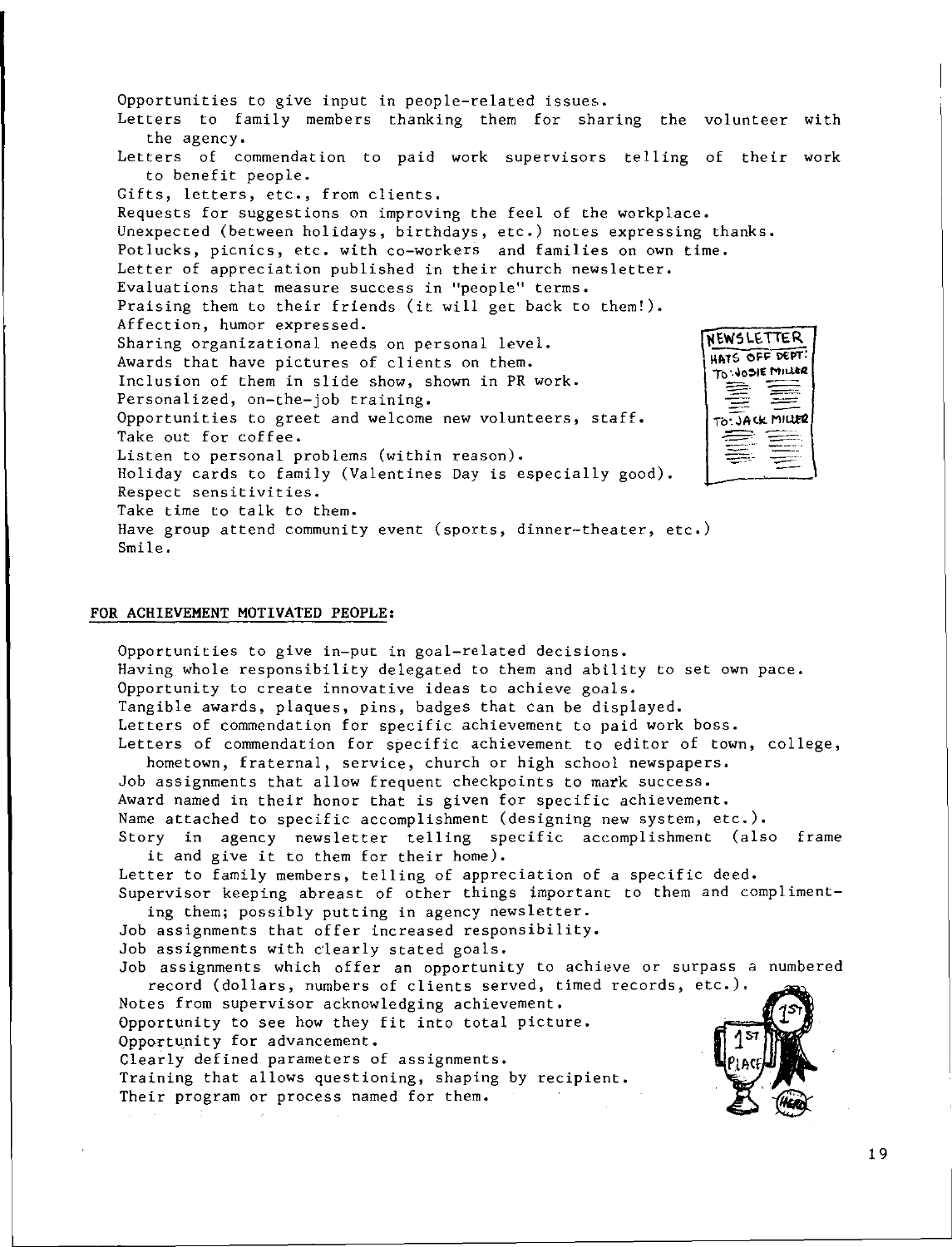Opportunities to give input in people-related issues.
Letters to family members thanking them for sharing the volunteer with the agency.
Letters of commendation to paid work supervisors telling of their work to benefit people.
Gifts, letters, etc., from clients.
Requests for suggestions on improving the feel of the workplace.
Unexpected (between holidays, birthdays, etc.) notes expressing thanks.
Potlucks, picnics, etc. with co-workers and families on own time.
Letter of appreciation published in their church newsletter.
Evaluations that measure success in "people" terms.
Praising them to their friends (it will get back to them!).
Affection, humor expressed.
Sharing organizational needs on personal level.
Awards that have pictures of clients on them.
Inclusion of them in slide show, shown in PR work.
Personalized, on-the-job training.
Opportunities to greet and welcome new volunteers, staff.
Take out for coffee.
Listen to personal problems (within reason).
Holiday cards to family (Valentines Day is especially good).
Respect sensitivities.
Take time to talk to them.
Have group attend community event (sports, dinner-theater, etc.)
Smile.

## FOR ACHIEVEMENT MOTIVATED PEOPLE:

Opportunities to give in-put in goal-related decisions.
Having whole responsibility delegated to them and ability to set own pace.
Opportunity to create innovative ideas to achieve goals.
Tangible awards, plaques, pins, badges that can be displayed.
Letters of commendation for specific achievement to paid work boss.
Letters of commendation for specific achievement to editor of town, college, hometown, fraternal, service, church or high school newspapers.
Job assignments that allow frequent checkpoints to mark success.
Award named in their honor that is given for specific achievement.
Name attached to specific accomplishment (designing new system, etc.).
Story in agency newsletter telling specific accomplishment (also frame it and give it to them for their home).
Letter to family members, telling of appreciation of a specific deed.
Supervisor keeping abreast of other things important to them and complimenting them; possibly putting in agency newsletter.
Job assignments that offer increased responsibility.
Job assignments with clearly stated goals.
Job assignments which offer an opportunity to achieve or surpass a numbered record (dollars, numbers of clients served, timed records, etc.).
Notes from supervisor acknowledging achievement.
Opportunity to see how they fit into total picture.
Opportunity for advancement.
Clearly defined parameters of assignments.
Training that allows questioning, shaping by recipient.
Their program or process named for them.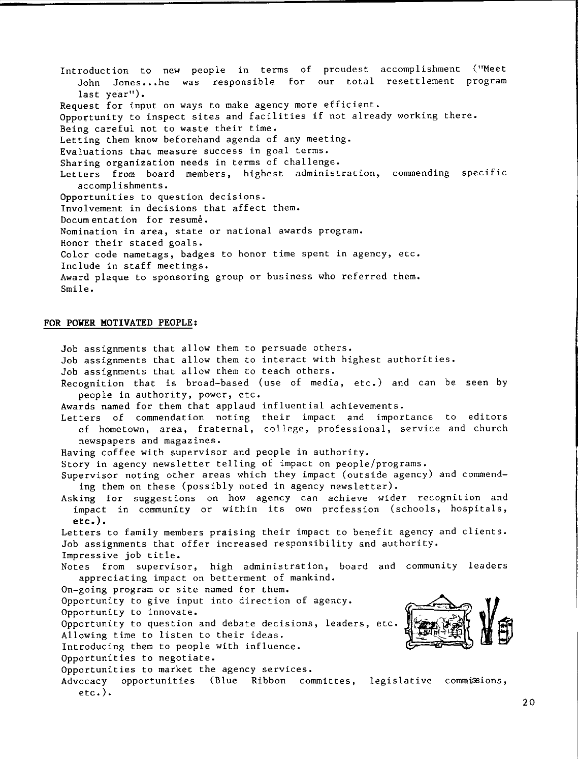Introduction to new people in terms of proudest accomplishment ("Meet John Jones...he was responsible for our total resettlement program last year").
Request for input on ways to make agency more efficient.
Opportunity to inspect sites and facilities if not already working there.
Being careful not to waste their time.
Letting them know beforehand agenda of any meeting.
Evaluations that measure success in goal terms.
Sharing organization needs in terms of challenge.
Letters from board members, highest administration, commending specific accomplishments.
Opportunities to question decisions.
Involvement in decisions that affect them.
Documentation for resumé.
Nomination in area, state or national awards program.
Honor their stated goals.
Color code nametags, badges to honor time spent in agency, etc.
Include in staff meetings.
Award plaque to sponsoring group or business who referred them.
Smile.

## FOR POWER MOTIVATED PEOPLE:

Job assignments that allow them to persuade others.
Job assignments that allow them to interact with highest authorities.
Job assignments that allow them to teach others.
Recognition that is broad-based (use of media, etc.) and can be seen by people in authority, power, etc.
Awards named for them that applaud influential achievements.
Letters of commendation noting their impact and importance to editors of hometown, area, fraternal, college, professional, service and church newspapers and magazines.
Having coffee with supervisor and people in authority.
Story in agency newsletter telling of impact on people/programs.
Supervisor noting other areas which they impact (outside agency) and commending them on these (possibly noted in agency newsletter).
Asking for suggestions on how agency can achieve wider recognition and impact in community or within its own profession (schools, hospitals, etc.).
Letters to family members praising their impact to benefit agency and clients.
Job assignments that offer increased responsibility and authority.
Impressive job title.
Notes from supervisor, high administration, board and community leaders appreciating impact on betterment of mankind.
On-going program or site named for them.
Opportunity to give input into direction of agency.
Opportunity to innovate.
Opportunity to question and debate decisions, leaders, etc.
Allowing time to listen to their ideas.
Introducing them to people with influence.
Opportunities to negotiate.
Opportunities to market the agency services.
Advocacy opportunities (Blue Ribbon committes, legislative commissions, etc.).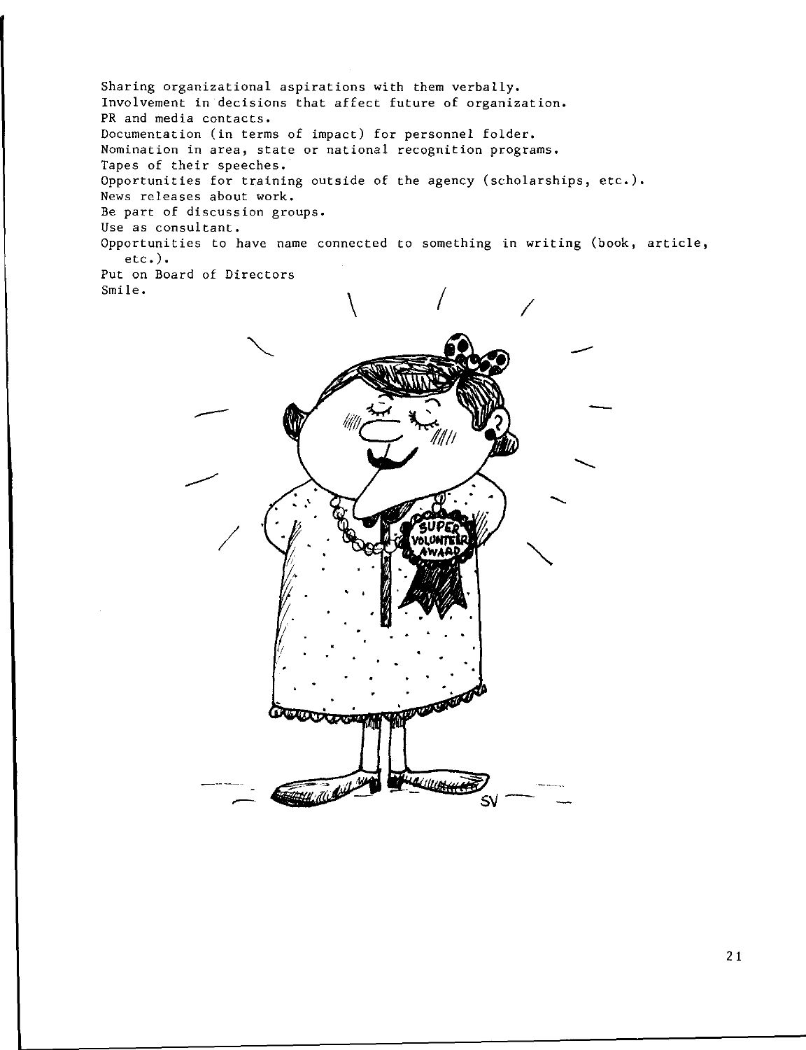Sharing organizational aspirations with them verbally.
Involvement in decisions that affect future of organization.
PR and media contacts.
Documentation (in terms of impact) for personnel folder.
Nomination in area, state or national recognition programs.
Tapes of their speeches.
Opportunities for training outside of the agency (scholarships, etc.).
News releases about work.
Be part of discussion groups.
Use as consultant.
Opportunities to have name connected to something in writing (book, article, etc.).
Put on Board of Directors
Smile.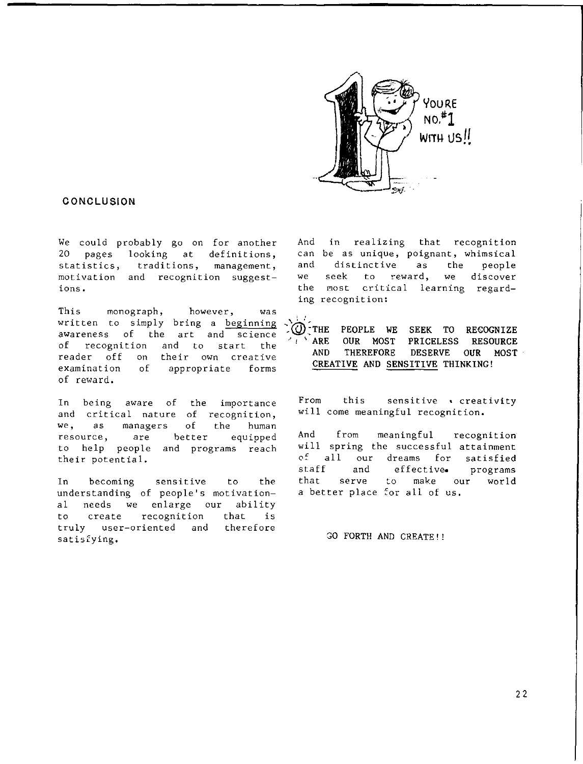## CONCLUSION

We could probably go on for another 20 pages looking at definitions, statistics, traditions, management, motivation and recognition suggestions.

This monograph, however, was written to simply bring a beginning awareness of the art and science of recognition and to start the reader off on their own creative examination of appropriate forms of reward.

In being aware of the importance and critical nature of recognition, we, as managers of the human resource, are better equipped to help people and programs reach their potential.

In becoming sensitive to the understanding of people's motivational needs we enlarge our ability to create recognition that is truly user-oriented and therefore satisfying.

And in realizing that recognition can be as unique, poignant, whimsical and distinctive as the people we seek to reward, we discover the most critical learning regarding recognition:

**THE PEOPLE WE SEEK TO RECOGNIZE ARE OUR MOST PRICELESS RESOURCE AND THEREFORE DESERVE OUR MOST CREATIVE AND SENSITIVE THINKING!**

From this sensitive • creativity will come meaningful recognition.

And from meaningful recognition will spring the successful attainment of all our dreams for satisfied staff and effective programs that serve to make our world a better place for all of us.

GO FORTH AND CREATE!!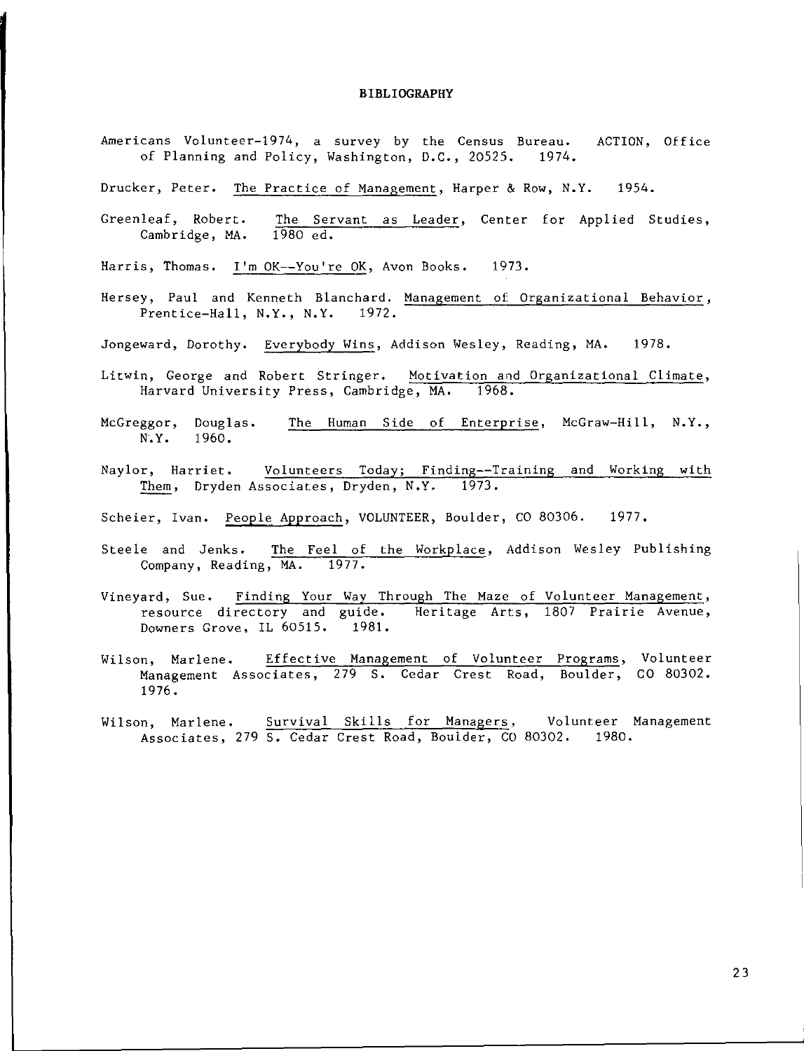# BIBLIOGRAPHY

Americans Volunteer-1974, a survey by the Census Bureau. ACTION, Office of Planning and Policy, Washington, D.C., 20525. 1974.

Drucker, Peter. The Practice of Management, Harper & Row, N.Y. 1954.

Greenleaf, Robert. The Servant as Leader, Center for Applied Studies, Cambridge, MA. 1980 ed.

Harris, Thomas. I'm OK--You're OK, Avon Books. 1973.

Hersey, Paul and Kenneth Blanchard. Management of Organizational Behavior, Prentice-Hall, N.Y., N.Y. 1972.

Jongeward, Dorothy. Everybody Wins, Addison Wesley, Reading, MA. 1978.

Litwin, George and Robert Stringer. Motivation and Organizational Climate, Harvard University Press, Cambridge, MA. 1968.

McGreggor, Douglas. The Human Side of Enterprise, McGraw-Hill, N.Y., N.Y. 1960.

Naylor, Harriet. Volunteers Today; Finding--Training and Working with Them, Dryden Associates, Dryden, N.Y. 1973.

Scheier, Ivan. People Approach, VOLUNTEER, Boulder, CO 80306. 1977.

Steele and Jenks. The Feel of the Workplace, Addison Wesley Publishing Company, Reading, MA. 1977.

Vineyard, Sue. Finding Your Way Through The Maze of Volunteer Management, resource directory and guide. Heritage Arts, 1807 Prairie Avenue, Downers Grove, IL 60515. 1981.

Wilson, Marlene. Effective Management of Volunteer Programs, Volunteer Management Associates, 279 S. Cedar Crest Road, Boulder, CO 80302. 1976.

Wilson, Marlene. Survival Skills for Managers, Volunteer Management Associates, 279 S. Cedar Crest Road, Boulder, CO 80302. 1980.